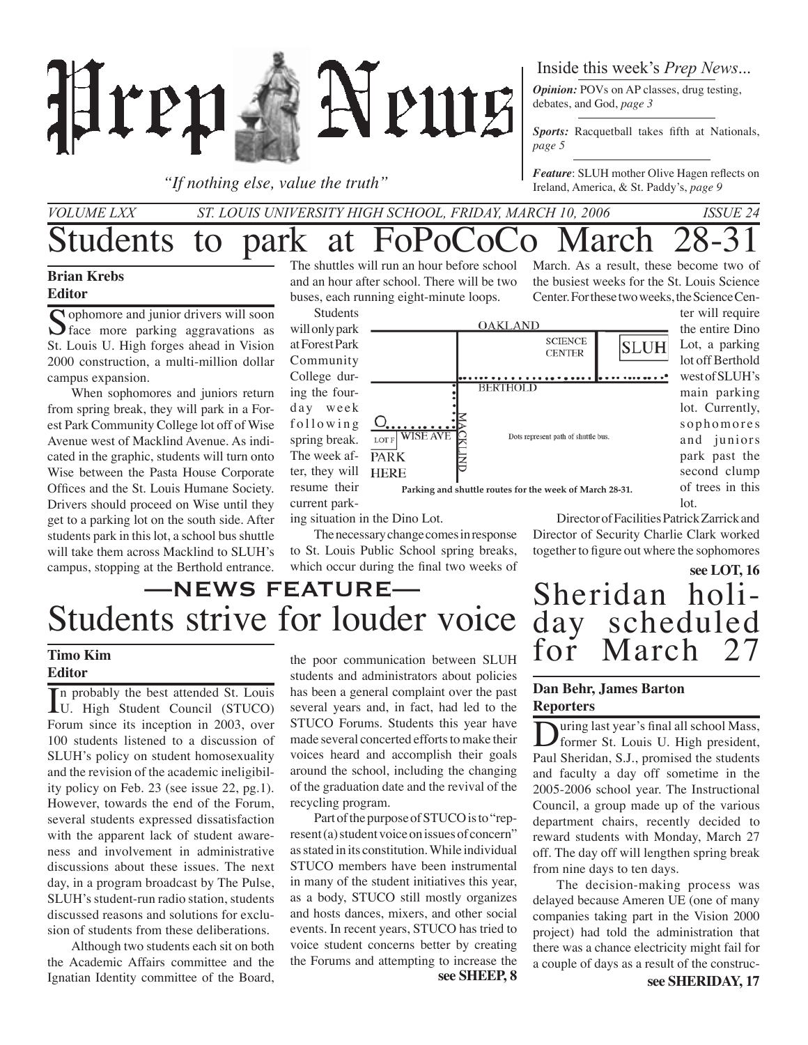# Prep News

*"If nothing else, value the truth"*

Inside this week's *Prep News*...

***Opinion:*** POVs on AP classes, drug testing, debates, and God, *page 3*

***Sports:*** Racquetball takes fifth at Nationals, *page 5*

***Feature***: SLUH mother Olive Hagen reflects on Ireland, America, & St. Paddy's, *page 9*

*VOLUME LXX — ST. LOUIS UNIVERSITY HIGH SCHOOL, FRIDAY, MARCH 10, 2006 — ISSUE 24*

# Students to park at FoPoCoCo March 28-31

**Brian Krebs**
**Editor**

Sophomore and junior drivers will soon face more parking aggravations as St. Louis U. High forges ahead in Vision 2000 construction, a multi-million dollar campus expansion.

When sophomores and juniors return from spring break, they will park in a Forest Park Community College lot off of Wise Avenue west of Macklind Avenue. As indicated in the graphic, students will turn onto Wise between the Pasta House Corporate Offices and the St. Louis Humane Society. Drivers should proceed on Wise until they get to a parking lot on the south side. After students park in this lot, a school bus shuttle will take them across Macklind to SLUH's campus, stopping at the Berthold entrance. The shuttles will run an hour before school and an hour after school. There will be two buses, each running eight-minute loops.

Students will only park at Forest Park Community College during the four-day week following spring break. The week after, they will resume their current parking situation in the Dino Lot.

OAKLAND — SCIENCE CENTER — SLUH — BERTHOLD — MACKLIND — WISE AVE — LOT F — PARK HERE — Dots represent path of shuttle bus.

**Parking and shuttle routes for the week of March 28-31.**

The necessary change comes in response to St. Louis Public School spring breaks, which occur during the final two weeks of March. As a result, these become two of the busiest weeks for the St. Louis Science Center. For these two weeks, the Science Center will require the entire Dino Lot, a parking lot off Berthold west of SLUH's main parking lot. Currently, sophomores and juniors park past the second clump of trees in this lot.

Director of Facilities Patrick Zarrick and Director of Security Charlie Clark worked together to figure out where the sophomores

**see LOT, 16**

## —NEWS FEATURE—

# Students strive for louder voice

**Timo Kim**
**Editor**

In probably the best attended St. Louis U. High Student Council (STUCO) Forum since its inception in 2003, over 100 students listened to a discussion of SLUH's policy on student homosexuality and the revision of the academic ineligibility policy on Feb. 23 (see issue 22, pg.1). However, towards the end of the Forum, several students expressed dissatisfaction with the apparent lack of student awareness and involvement in administrative discussions about these issues. The next day, in a program broadcast by The Pulse, SLUH's student-run radio station, students discussed reasons and solutions for exclusion of students from these deliberations.

Although two students each sit on both the Academic Affairs committee and the Ignatian Identity committee of the Board, the poor communication between SLUH students and administrators about policies has been a general complaint over the past several years and, in fact, had led to the STUCO Forums. Students this year have made several concerted efforts to make their voices heard and accomplish their goals around the school, including the changing of the graduation date and the revival of the recycling program.

Part of the purpose of STUCO is to "represent (a) student voice on issues of concern" as stated in its constitution. While individual STUCO members have been instrumental in many of the student initiatives this year, as a body, STUCO still mostly organizes and hosts dances, mixers, and other social events. In recent years, STUCO has tried to voice student concerns better by creating the Forums and attempting to increase the

**see SHEEP, 8**

# Sheridan holiday scheduled for March 27

**Dan Behr, James Barton**
**Reporters**

During last year's final all school Mass, former St. Louis U. High president, Paul Sheridan, S.J., promised the students and faculty a day off sometime in the 2005-2006 school year. The Instructional Council, a group made up of the various department chairs, recently decided to reward students with Monday, March 27 off. The day off will lengthen spring break from nine days to ten days.

The decision-making process was delayed because Ameren UE (one of many companies taking part in the Vision 2000 project) had told the administration that there was a chance electricity might fail for a couple of days as a result of the construc-

**see SHERIDAY, 17**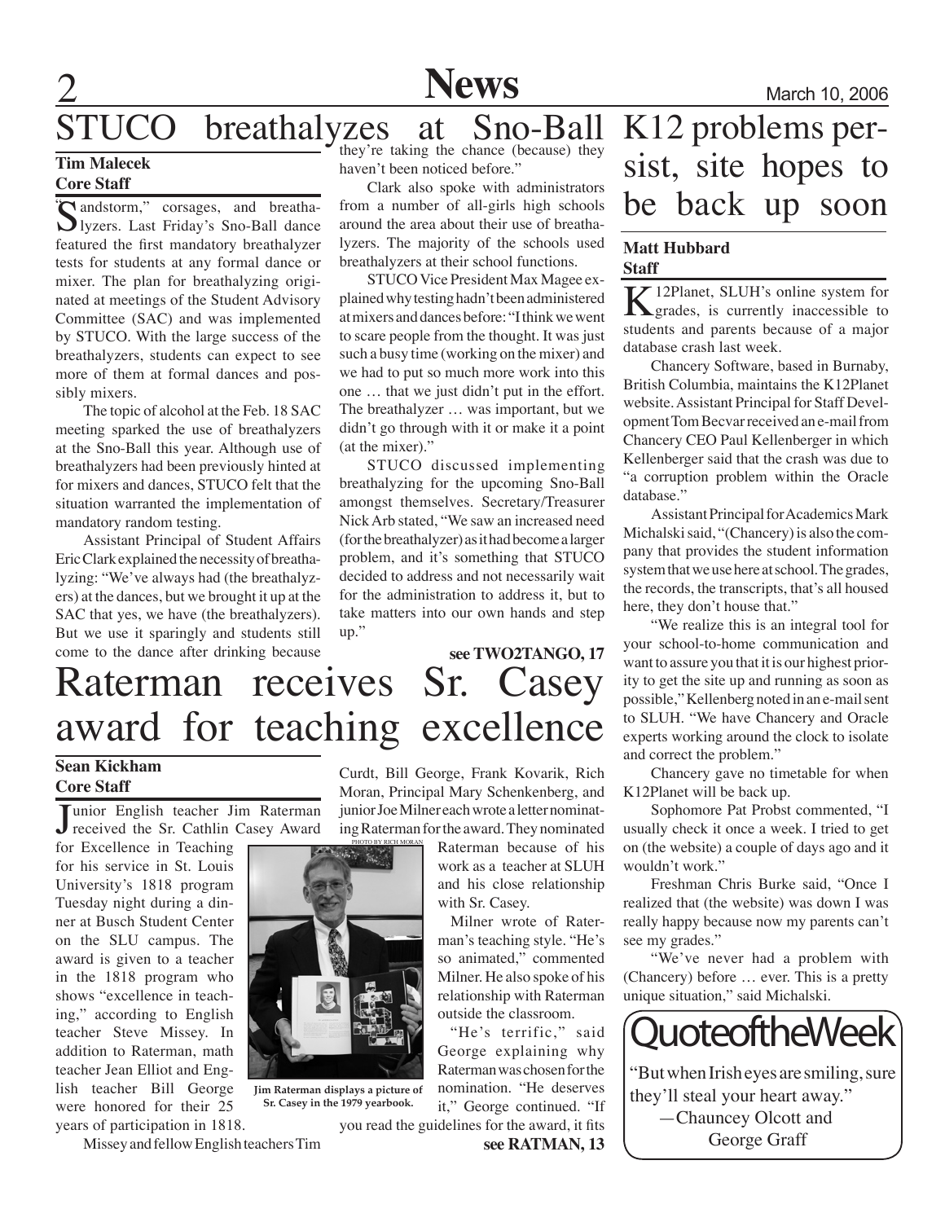# STUCO breathalyzes at Sno-Ball

**Tim Malecek**
**Core Staff**

"Sandstorm," corsages, and breathalyzers. Last Friday's Sno-Ball dance featured the first mandatory breathalyzer tests for students at any formal dance or mixer. The plan for breathalyzing originated at meetings of the Student Advisory Committee (SAC) and was implemented by STUCO. With the large success of the breathalyzers, students can expect to see more of them at formal dances and possibly mixers.

The topic of alcohol at the Feb. 18 SAC meeting sparked the use of breathalyzers at the Sno-Ball this year. Although use of breathalyzers had been previously hinted at for mixers and dances, STUCO felt that the situation warranted the implementation of mandatory random testing.

Assistant Principal of Student Affairs Eric Clark explained the necessity of breathalyzing: "We've always had (the breathalyzers) at the dances, but we brought it up at the SAC that yes, we have (the breathalyzers). But we use it sparingly and students still come to the dance after drinking because they're taking the chance (because) they haven't been noticed before."

Clark also spoke with administrators from a number of all-girls high schools around the area about their use of breathalyzers. The majority of the schools used breathalyzers at their school functions.

STUCO Vice President Max Magee explained why testing hadn't been administered at mixers and dances before: "I think we went to scare people from the thought. It was just such a busy time (working on the mixer) and we had to put so much more work into this one … that we just didn't put in the effort. The breathalyzer … was important, but we didn't go through with it or make it a point (at the mixer)."

STUCO discussed implementing breathalyzing for the upcoming Sno-Ball amongst themselves. Secretary/Treasurer Nick Arb stated, "We saw an increased need (for the breathalyzer) as it had become a larger problem, and it's something that STUCO decided to address and not necessarily wait for the administration to address it, but to take matters into our own hands and step up."

**see TWO2TANGO, 17**

# Raterman receives Sr. Casey award for teaching excellence

**Sean Kickham**
**Core Staff**

Junior English teacher Jim Raterman received the Sr. Cathlin Casey Award for Excellence in Teaching for his service in St. Louis University's 1818 program Tuesday night during a dinner at Busch Student Center on the SLU campus. The award is given to a teacher in the 1818 program who shows "excellence in teaching," according to English teacher Steve Missey. In addition to Raterman, math teacher Jean Elliot and English teacher Bill George were honored for their 25 years of participation in 1818.

Missey and fellow English teachers Tim Curdt, Bill George, Frank Kovarik, Rich Moran, Principal Mary Schenkenberg, and junior Joe Milner each wrote a letter nominating Raterman for the award. They nominated Raterman because of his work as a teacher at SLUH and his close relationship with Sr. Casey.

PHOTO BY RICH MORAN

Jim Raterman displays a picture of Sr. Casey in the 1979 yearbook.

Milner wrote of Raterman's teaching style. "He's so animated," commented Milner. He also spoke of his relationship with Raterman outside the classroom.

"He's terrific," said George explaining why Raterman was chosen for the nomination. "He deserves it," George continued. "If you read the guidelines for the award, it fits

**see RATMAN, 13**

# K12 problems persist, site hopes to be back up soon

**Matt Hubbard**
**Staff**

K12Planet, SLUH's online system for grades, is currently inaccessible to students and parents because of a major database crash last week.

Chancery Software, based in Burnaby, British Columbia, maintains the K12Planet website. Assistant Principal for Staff Development Tom Becvar received an e-mail from Chancery CEO Paul Kellenberger in which Kellenberger said that the crash was due to "a corruption problem within the Oracle database."

Assistant Principal for Academics Mark Michalski said, "(Chancery) is also the company that provides the student information system that we use here at school. The grades, the records, the transcripts, that's all housed here, they don't house that."

"We realize this is an integral tool for your school-to-home communication and want to assure you that it is our highest priority to get the site up and running as soon as possible," Kellenberg noted in an e-mail sent to SLUH. "We have Chancery and Oracle experts working around the clock to isolate and correct the problem."

Chancery gave no timetable for when K12Planet will be back up.

Sophomore Pat Probst commented, "I usually check it once a week. I tried to get on (the website) a couple of days ago and it wouldn't work."

Freshman Chris Burke said, "Once I realized that (the website) was down I was really happy because now my parents can't see my grades."

"We've never had a problem with (Chancery) before … ever. This is a pretty unique situation," said Michalski.

## QuoteoftheWeek

"But when Irish eyes are smiling, sure they'll steal your heart away."
—Chauncey Olcott and George Graff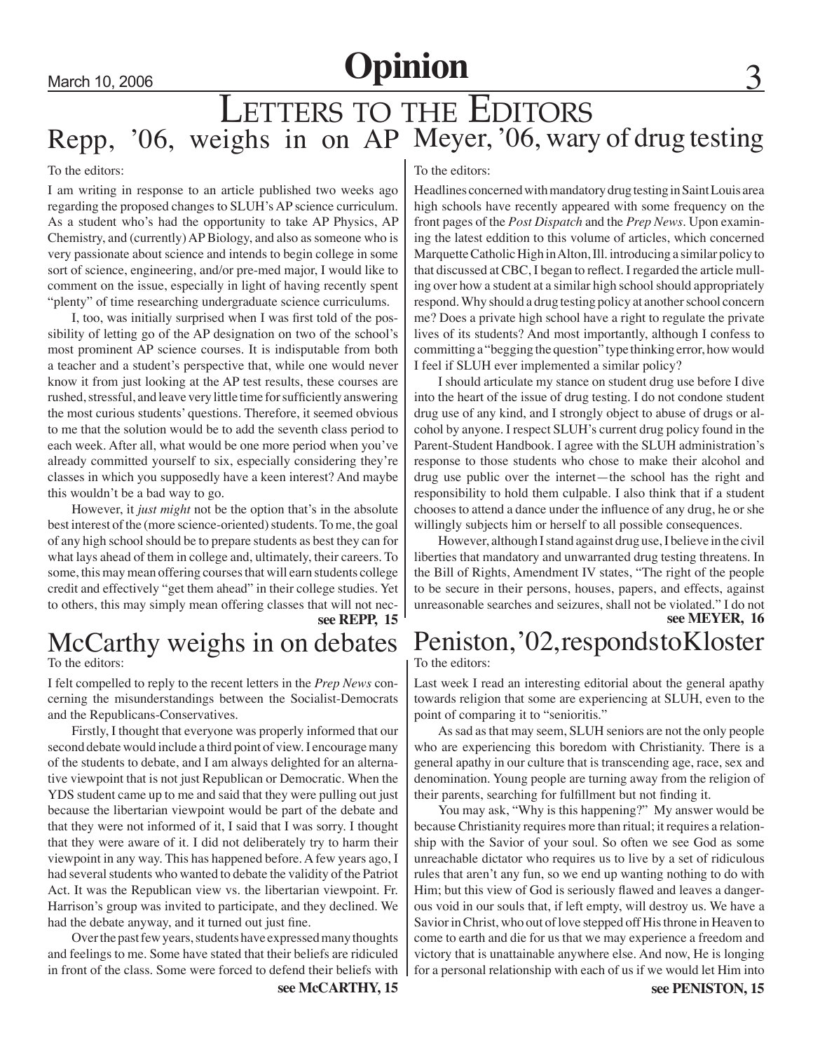# Opinion

# Letters to the Editors

## Repp, '06, weighs in on AP

To the editors:

I am writing in response to an article published two weeks ago regarding the proposed changes to SLUH's AP science curriculum. As a student who's had the opportunity to take AP Physics, AP Chemistry, and (currently) AP Biology, and also as someone who is very passionate about science and intends to begin college in some sort of science, engineering, and/or pre-med major, I would like to comment on the issue, especially in light of having recently spent "plenty" of time researching undergraduate science curriculums.

I, too, was initially surprised when I was first told of the possibility of letting go of the AP designation on two of the school's most prominent AP science courses. It is indisputable from both a teacher and a student's perspective that, while one would never know it from just looking at the AP test results, these courses are rushed, stressful, and leave very little time for sufficiently answering the most curious students' questions. Therefore, it seemed obvious to me that the solution would be to add the seventh class period to each week. After all, what would be one more period when you've already committed yourself to six, especially considering they're classes in which you supposedly have a keen interest? And maybe this wouldn't be a bad way to go.

However, it *just might* not be the option that's in the absolute best interest of the (more science-oriented) students. To me, the goal of any high school should be to prepare students as best they can for what lays ahead of them in college and, ultimately, their careers. To some, this may mean offering courses that will earn students college credit and effectively "get them ahead" in their college studies. Yet to others, this may simply mean offering classes that will not nec-

**see REPP, 15**

## Meyer, '06, wary of drug testing

To the editors:

Headlines concerned with mandatory drug testing in Saint Louis area high schools have recently appeared with some frequency on the front pages of the *Post Dispatch* and the *Prep News*. Upon examining the latest eddition to this volume of articles, which concerned Marquette Catholic High in Alton, Ill. introducing a similar policy to that discussed at CBC, I began to reflect. I regarded the article mulling over how a student at a similar high school should appropriately respond. Why should a drug testing policy at another school concern me? Does a private high school have a right to regulate the private lives of its students? And most importantly, although I confess to committing a "begging the question" type thinking error, how would I feel if SLUH ever implemented a similar policy?

I should articulate my stance on student drug use before I dive into the heart of the issue of drug testing. I do not condone student drug use of any kind, and I strongly object to abuse of drugs or alcohol by anyone. I respect SLUH's current drug policy found in the Parent-Student Handbook. I agree with the SLUH administration's response to those students who chose to make their alcohol and drug use public over the internet—the school has the right and responsibility to hold them culpable. I also think that if a student chooses to attend a dance under the influence of any drug, he or she willingly subjects him or herself to all possible consequences.

However, although I stand against drug use, I believe in the civil liberties that mandatory and unwarranted drug testing threatens. In the Bill of Rights, Amendment IV states, "The right of the people to be secure in their persons, houses, papers, and effects, against unreasonable searches and seizures, shall not be violated." I do not

**see MEYER, 16**

## McCarthy weighs in on debates

To the editors:

I felt compelled to reply to the recent letters in the *Prep News* concerning the misunderstandings between the Socialist-Democrats and the Republicans-Conservatives.

Firstly, I thought that everyone was properly informed that our second debate would include a third point of view. I encourage many of the students to debate, and I am always delighted for an alternative viewpoint that is not just Republican or Democratic. When the YDS student came up to me and said that they were pulling out just because the libertarian viewpoint would be part of the debate and that they were not informed of it, I said that I was sorry. I thought that they were aware of it. I did not deliberately try to harm their viewpoint in any way. This has happened before. A few years ago, I had several students who wanted to debate the validity of the Patriot Act. It was the Republican view vs. the libertarian viewpoint. Fr. Harrison's group was invited to participate, and they declined. We had the debate anyway, and it turned out just fine.

Over the past few years, students have expressed many thoughts and feelings to me. Some have stated that their beliefs are ridiculed in front of the class. Some were forced to defend their beliefs with

**see McCARTHY, 15**

## Peniston, '02, responds to Kloster

To the editors:

Last week I read an interesting editorial about the general apathy towards religion that some are experiencing at SLUH, even to the point of comparing it to "senioritis."

As sad as that may seem, SLUH seniors are not the only people who are experiencing this boredom with Christianity. There is a general apathy in our culture that is transcending age, race, sex and denomination. Young people are turning away from the religion of their parents, searching for fulfillment but not finding it.

You may ask, "Why is this happening?" My answer would be because Christianity requires more than ritual; it requires a relationship with the Savior of your soul. So often we see God as some unreachable dictator who requires us to live by a set of ridiculous rules that aren't any fun, so we end up wanting nothing to do with Him; but this view of God is seriously flawed and leaves a dangerous void in our souls that, if left empty, will destroy us. We have a Savior in Christ, who out of love stepped off His throne in Heaven to come to earth and die for us that we may experience a freedom and victory that is unattainable anywhere else. And now, He is longing for a personal relationship with each of us if we would let Him into

**see PENISTON, 15**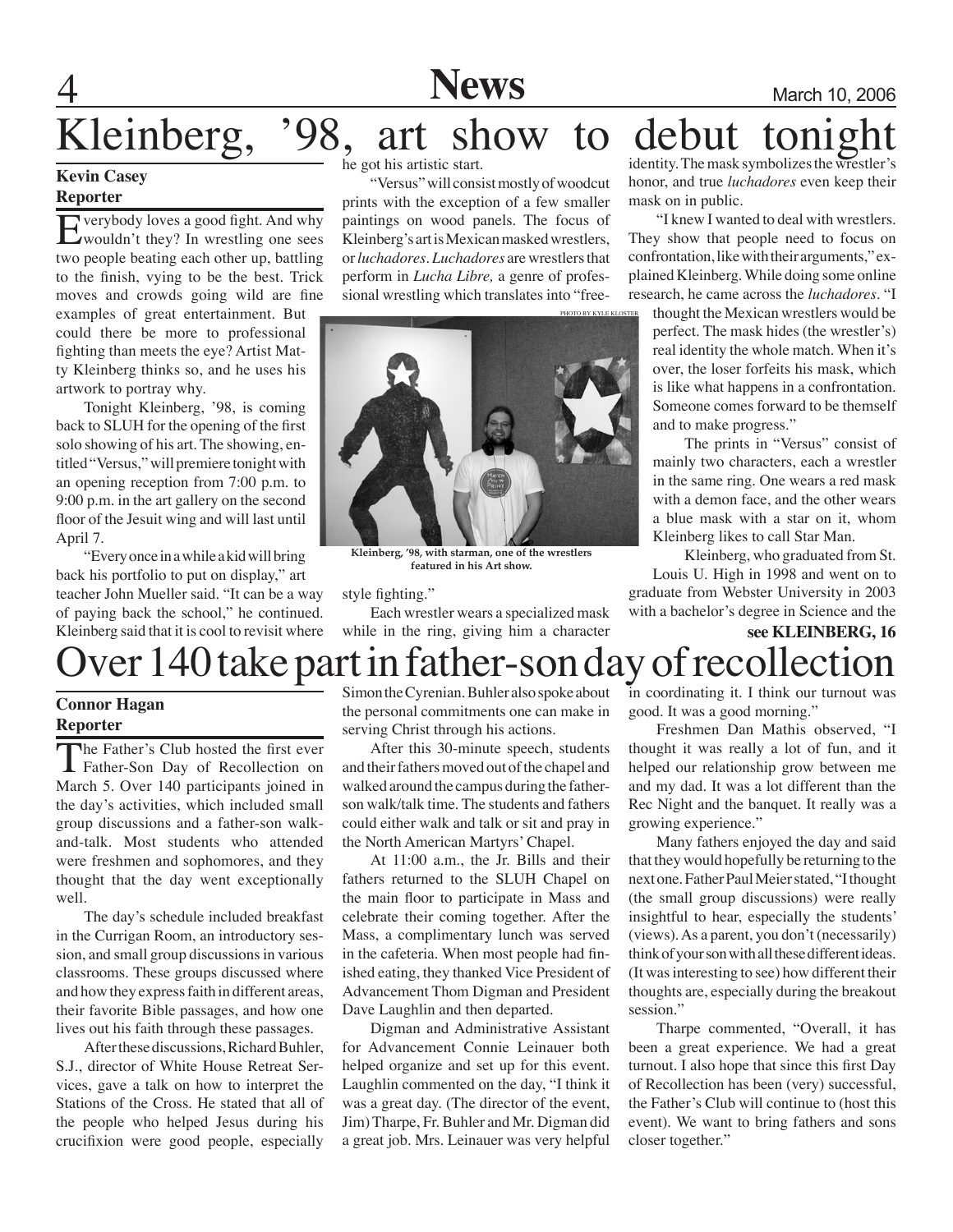# Kleinberg, '98, art show to debut tonight

**Kevin Casey**
**Reporter**

Everybody loves a good fight. And why wouldn't they? In wrestling one sees two people beating each other up, battling to the finish, vying to be the best. Trick moves and crowds going wild are fine examples of great entertainment. But could there be more to professional fighting than meets the eye? Artist Matty Kleinberg thinks so, and he uses his artwork to portray why.

Tonight Kleinberg, '98, is coming back to SLUH for the opening of the first solo showing of his art. The showing, entitled "Versus," will premiere tonight with an opening reception from 7:00 p.m. to 9:00 p.m. in the art gallery on the second floor of the Jesuit wing and will last until April 7.

"Every once in a while a kid will bring back his portfolio to put on display," art teacher John Mueller said. "It can be a way of paying back the school," he continued. Kleinberg said that it is cool to revisit where he got his artistic start.

"Versus" will consist mostly of woodcut prints with the exception of a few smaller paintings on wood panels. The focus of Kleinberg's art is Mexican masked wrestlers, or *luchadores*. *Luchadores* are wrestlers that perform in *Lucha Libre,* a genre of professional wrestling which translates into "free-style fighting."

PHOTO BY KYLE KLOSTER

**Kleinberg, '98, with starman, one of the wrestlers featured in his Art show.**

Each wrestler wears a specialized mask while in the ring, giving him a character identity. The mask symbolizes the wrestler's honor, and true *luchadores* even keep their mask on in public.

"I knew I wanted to deal with wrestlers. They show that people need to focus on confrontation, like with their arguments," explained Kleinberg. While doing some online research, he came across the *luchadores*. "I thought the Mexican wrestlers would be perfect. The mask hides (the wrestler's) real identity the whole match. When it's over, the loser forfeits his mask, which is like what happens in a confrontation. Someone comes forward to be themself and to make progress."

The prints in "Versus" consist of mainly two characters, each a wrestler in the same ring. One wears a red mask with a demon face, and the other wears a blue mask with a star on it, whom Kleinberg likes to call Star Man.

Kleinberg, who graduated from St. Louis U. High in 1998 and went on to graduate from Webster University in 2003 with a bachelor's degree in Science and the

**see KLEINBERG, 16**

# Over 140 take part in father-son day of recollection

**Connor Hagan**
**Reporter**

The Father's Club hosted the first ever Father-Son Day of Recollection on March 5. Over 140 participants joined in the day's activities, which included small group discussions and a father-son walk-and-talk. Most students who attended were freshmen and sophomores, and they thought that the day went exceptionally well.

The day's schedule included breakfast in the Currigan Room, an introductory session, and small group discussions in various classrooms. These groups discussed where and how they express faith in different areas, their favorite Bible passages, and how one lives out his faith through these passages.

After these discussions, Richard Buhler, S.J., director of White House Retreat Services, gave a talk on how to interpret the Stations of the Cross. He stated that all of the people who helped Jesus during his crucifixion were good people, especially Simon the Cyrenian. Buhler also spoke about the personal commitments one can make in serving Christ through his actions.

After this 30-minute speech, students and their fathers moved out of the chapel and walked around the campus during the father-son walk/talk time. The students and fathers could either walk and talk or sit and pray in the North American Martyrs' Chapel.

At 11:00 a.m., the Jr. Bills and their fathers returned to the SLUH Chapel on the main floor to participate in Mass and celebrate their coming together. After the Mass, a complimentary lunch was served in the cafeteria. When most people had finished eating, they thanked Vice President of Advancement Thom Digman and President Dave Laughlin and then departed.

Digman and Administrative Assistant for Advancement Connie Leinauer both helped organize and set up for this event. Laughlin commented on the day, "I think it was a great day. (The director of the event, Jim) Tharpe, Fr. Buhler and Mr. Digman did a great job. Mrs. Leinauer was very helpful in coordinating it. I think our turnout was good. It was a good morning."

Freshmen Dan Mathis observed, "I thought it was really a lot of fun, and it helped our relationship grow between me and my dad. It was a lot different than the Rec Night and the banquet. It really was a growing experience."

Many fathers enjoyed the day and said that they would hopefully be returning to the next one. Father Paul Meier stated, "I thought (the small group discussions) were really insightful to hear, especially the students' (views). As a parent, you don't (necessarily) think of your son with all these different ideas. (It was interesting to see) how different their thoughts are, especially during the breakout session."

Tharpe commented, "Overall, it has been a great experience. We had a great turnout. I also hope that since this first Day of Recollection has been (very) successful, the Father's Club will continue to (host this event). We want to bring fathers and sons closer together."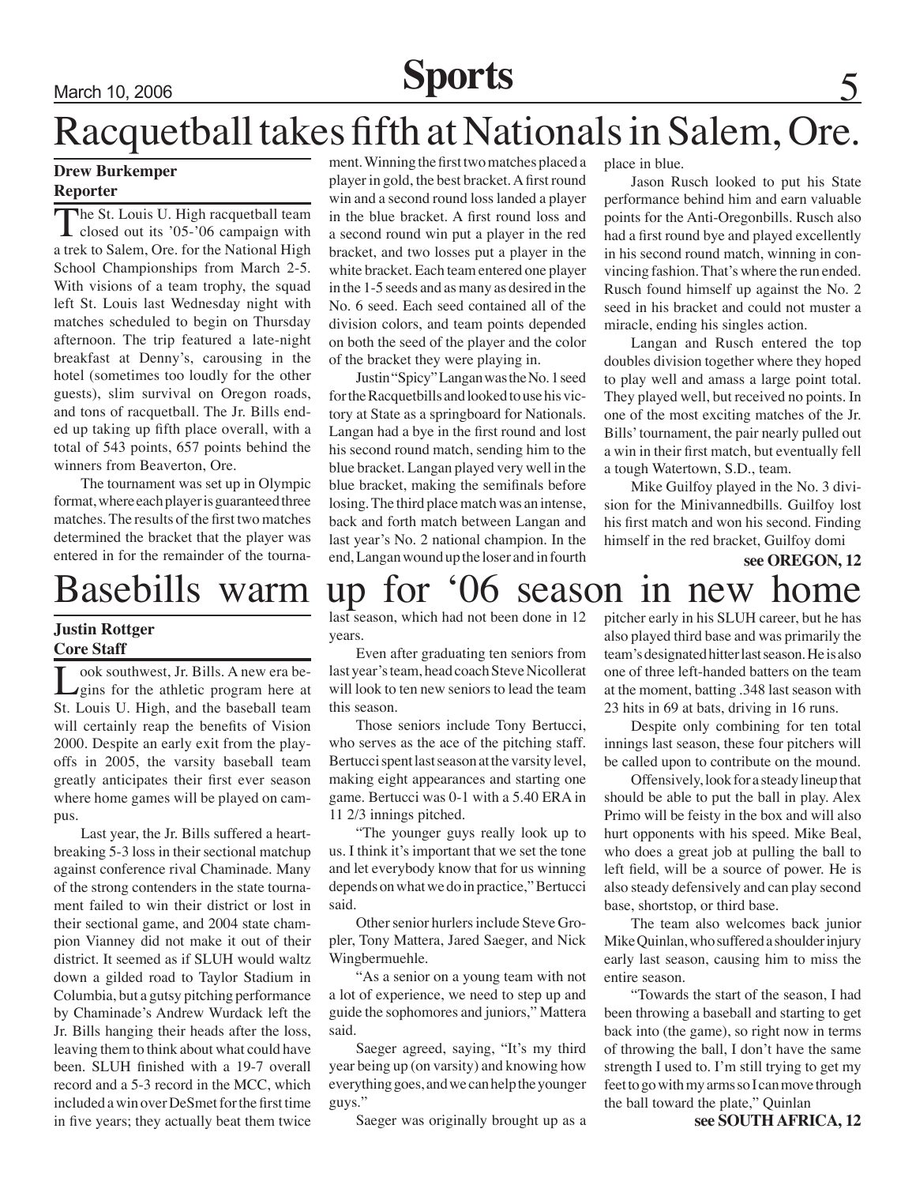# Racquetball takes fifth at Nationals in Salem, Ore.

**Drew Burkemper**
**Reporter**

The St. Louis U. High racquetball team closed out its '05-'06 campaign with a trek to Salem, Ore. for the National High School Championships from March 2-5. With visions of a team trophy, the squad left St. Louis last Wednesday night with matches scheduled to begin on Thursday afternoon. The trip featured a late-night breakfast at Denny's, carousing in the hotel (sometimes too loudly for the other guests), slim survival on Oregon roads, and tons of racquetball. The Jr. Bills ended up taking up fifth place overall, with a total of 543 points, 657 points behind the winners from Beaverton, Ore.

The tournament was set up in Olympic format, where each player is guaranteed three matches. The results of the first two matches determined the bracket that the player was entered in for the remainder of the tournament. Winning the first two matches placed a player in gold, the best bracket. A first round win and a second round loss landed a player in the blue bracket. A first round loss and a second round win put a player in the red bracket, and two losses put a player in the white bracket. Each team entered one player in the 1-5 seeds and as many as desired in the No. 6 seed. Each seed contained all of the division colors, and team points depended on both the seed of the player and the color of the bracket they were playing in.

Justin "Spicy" Langan was the No. 1 seed for the Racquetbills and looked to use his victory at State as a springboard for Nationals. Langan had a bye in the first round and lost his second round match, sending him to the blue bracket. Langan played very well in the blue bracket, making the semifinals before losing. The third place match was an intense, back and forth match between Langan and last year's No. 2 national champion. In the end, Langan wound up the loser and in fourth place in blue.

Jason Rusch looked to put his State performance behind him and earn valuable points for the Anti-Oregonbills. Rusch also had a first round bye and played excellently in his second round match, winning in convincing fashion. That's where the run ended. Rusch found himself up against the No. 2 seed in his bracket and could not muster a miracle, ending his singles action.

Langan and Rusch entered the top doubles division together where they hoped to play well and amass a large point total. They played well, but received no points. In one of the most exciting matches of the Jr. Bills' tournament, the pair nearly pulled out a win in their first match, but eventually fell a tough Watertown, S.D., team.

Mike Guilfoy played in the No. 3 division for the Minivannedbills. Guilfoy lost his first match and won his second. Finding himself in the red bracket, Guilfoy domi

**see OREGON, 12**

# Basebills warm up for '06 season in new home

**Justin Rottger**
**Core Staff**

Look southwest, Jr. Bills. A new era begins for the athletic program here at St. Louis U. High, and the baseball team will certainly reap the benefits of Vision 2000. Despite an early exit from the playoffs in 2005, the varsity baseball team greatly anticipates their first ever season where home games will be played on campus.

Last year, the Jr. Bills suffered a heartbreaking 5-3 loss in their sectional matchup against conference rival Chaminade. Many of the strong contenders in the state tournament failed to win their district or lost in their sectional game, and 2004 state champion Vianney did not make it out of their district. It seemed as if SLUH would waltz down a gilded road to Taylor Stadium in Columbia, but a gutsy pitching performance by Chaminade's Andrew Wurdack left the Jr. Bills hanging their heads after the loss, leaving them to think about what could have been. SLUH finished with a 19-7 overall record and a 5-3 record in the MCC, which included a win over DeSmet for the first time in five years; they actually beat them twice last season, which had not been done in 12 years.

Even after graduating ten seniors from last year's team, head coach Steve Nicollerat will look to ten new seniors to lead the team this season.

Those seniors include Tony Bertucci, who serves as the ace of the pitching staff. Bertucci spent last season at the varsity level, making eight appearances and starting one game. Bertucci was 0-1 with a 5.40 ERA in 11 2/3 innings pitched.

"The younger guys really look up to us. I think it's important that we set the tone and let everybody know that for us winning depends on what we do in practice," Bertucci said.

Other senior hurlers include Steve Gropler, Tony Mattera, Jared Saeger, and Nick Wingbermuehle.

"As a senior on a young team with not a lot of experience, we need to step up and guide the sophomores and juniors," Mattera said.

Saeger agreed, saying, "It's my third year being up (on varsity) and knowing how everything goes, and we can help the younger guys."

Saeger was originally brought up as a pitcher early in his SLUH career, but he has also played third base and was primarily the team's designated hitter last season. He is also one of three left-handed batters on the team at the moment, batting .348 last season with 23 hits in 69 at bats, driving in 16 runs.

Despite only combining for ten total innings last season, these four pitchers will be called upon to contribute on the mound.

Offensively, look for a steady lineup that should be able to put the ball in play. Alex Primo will be feisty in the box and will also hurt opponents with his speed. Mike Beal, who does a great job at pulling the ball to left field, will be a source of power. He is also steady defensively and can play second base, shortstop, or third base.

The team also welcomes back junior Mike Quinlan, who suffered a shoulder injury early last season, causing him to miss the entire season.

"Towards the start of the season, I had been throwing a baseball and starting to get back into (the game), so right now in terms of throwing the ball, I don't have the same strength I used to. I'm still trying to get my feet to go with my arms so I can move through the ball toward the plate," Quinlan

**see SOUTH AFRICA, 12**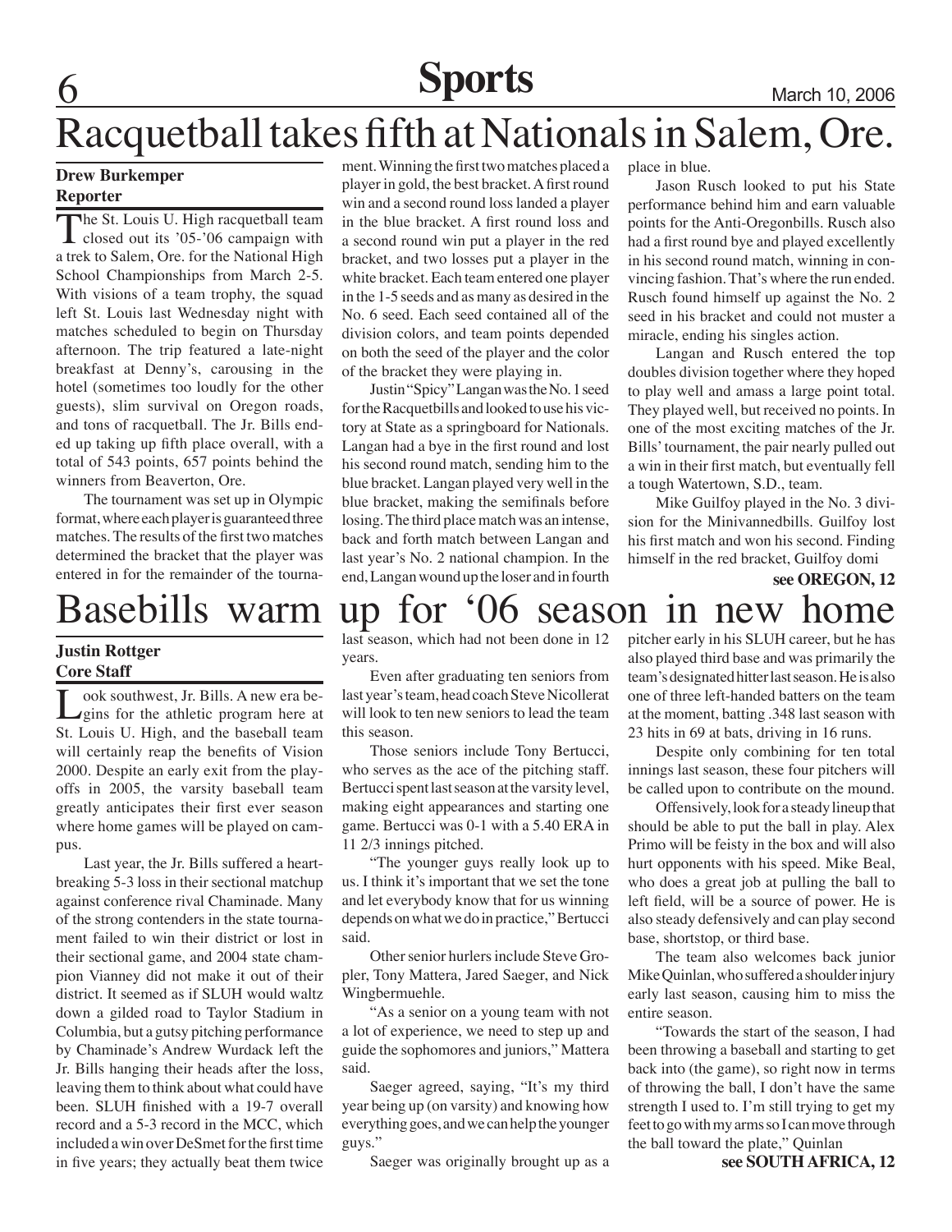# Racquetball takes fifth at Nationals in Salem, Ore.

**Drew Burkemper**
**Reporter**

The St. Louis U. High racquetball team closed out its '05-'06 campaign with a trek to Salem, Ore. for the National High School Championships from March 2-5. With visions of a team trophy, the squad left St. Louis last Wednesday night with matches scheduled to begin on Thursday afternoon. The trip featured a late-night breakfast at Denny's, carousing in the hotel (sometimes too loudly for the other guests), slim survival on Oregon roads, and tons of racquetball. The Jr. Bills ended up taking up fifth place overall, with a total of 543 points, 657 points behind the winners from Beaverton, Ore.

The tournament was set up in Olympic format, where each player is guaranteed three matches. The results of the first two matches determined the bracket that the player was entered in for the remainder of the tournament. Winning the first two matches placed a player in gold, the best bracket. A first round win and a second round loss landed a player in the blue bracket. A first round loss and a second round win put a player in the red bracket, and two losses put a player in the white bracket. Each team entered one player in the 1-5 seeds and as many as desired in the No. 6 seed. Each seed contained all of the division colors, and team points depended on both the seed of the player and the color of the bracket they were playing in.

Justin "Spicy" Langan was the No. 1 seed for the Racquetbills and looked to use his victory at State as a springboard for Nationals. Langan had a bye in the first round and lost his second round match, sending him to the blue bracket. Langan played very well in the blue bracket, making the semifinals before losing. The third place match was an intense, back and forth match between Langan and last year's No. 2 national champion. In the end, Langan wound up the loser and in fourth place in blue.

Jason Rusch looked to put his State performance behind him and earn valuable points for the Anti-Oregonbills. Rusch also had a first round bye and played excellently in his second round match, winning in convincing fashion. That's where the run ended. Rusch found himself up against the No. 2 seed in his bracket and could not muster a miracle, ending his singles action.

Langan and Rusch entered the top doubles division together where they hoped to play well and amass a large point total. They played well, but received no points. In one of the most exciting matches of the Jr. Bills' tournament, the pair nearly pulled out a win in their first match, but eventually fell a tough Watertown, S.D., team.

Mike Guilfoy played in the No. 3 division for the Minivannedbills. Guilfoy lost his first match and won his second. Finding himself in the red bracket, Guilfoy domi

**see OREGON, 12**

# Basebills warm up for '06 season in new home

**Justin Rottger**
**Core Staff**

Look southwest, Jr. Bills. A new era begins for the athletic program here at St. Louis U. High, and the baseball team will certainly reap the benefits of Vision 2000. Despite an early exit from the playoffs in 2005, the varsity baseball team greatly anticipates their first ever season where home games will be played on campus.

Last year, the Jr. Bills suffered a heartbreaking 5-3 loss in their sectional matchup against conference rival Chaminade. Many of the strong contenders in the state tournament failed to win their district or lost in their sectional game, and 2004 state champion Vianney did not make it out of their district. It seemed as if SLUH would waltz down a gilded road to Taylor Stadium in Columbia, but a gutsy pitching performance by Chaminade's Andrew Wurdack left the Jr. Bills hanging their heads after the loss, leaving them to think about what could have been. SLUH finished with a 19-7 overall record and a 5-3 record in the MCC, which included a win over DeSmet for the first time in five years; they actually beat them twice last season, which had not been done in 12 years.

Even after graduating ten seniors from last year's team, head coach Steve Nicollerat will look to ten new seniors to lead the team this season.

Those seniors include Tony Bertucci, who serves as the ace of the pitching staff. Bertucci spent last season at the varsity level, making eight appearances and starting one game. Bertucci was 0-1 with a 5.40 ERA in 11 2/3 innings pitched.

"The younger guys really look up to us. I think it's important that we set the tone and let everybody know that for us winning depends on what we do in practice," Bertucci said.

Other senior hurlers include Steve Gropler, Tony Mattera, Jared Saeger, and Nick Wingbermuehle.

"As a senior on a young team with not a lot of experience, we need to step up and guide the sophomores and juniors," Mattera said.

Saeger agreed, saying, "It's my third year being up (on varsity) and knowing how everything goes, and we can help the younger guys."

Saeger was originally brought up as a pitcher early in his SLUH career, but he has also played third base and was primarily the team's designated hitter last season. He is also one of three left-handed batters on the team at the moment, batting .348 last season with 23 hits in 69 at bats, driving in 16 runs.

Despite only combining for ten total innings last season, these four pitchers will be called upon to contribute on the mound.

Offensively, look for a steady lineup that should be able to put the ball in play. Alex Primo will be feisty in the box and will also hurt opponents with his speed. Mike Beal, who does a great job at pulling the ball to left field, will be a source of power. He is also steady defensively and can play second base, shortstop, or third base.

The team also welcomes back junior Mike Quinlan, who suffered a shoulder injury early last season, causing him to miss the entire season.

"Towards the start of the season, I had been throwing a baseball and starting to get back into (the game), so right now in terms of throwing the ball, I don't have the same strength I used to. I'm still trying to get my feet to go with my arms so I can move through the ball toward the plate," Quinlan

**see SOUTH AFRICA, 12**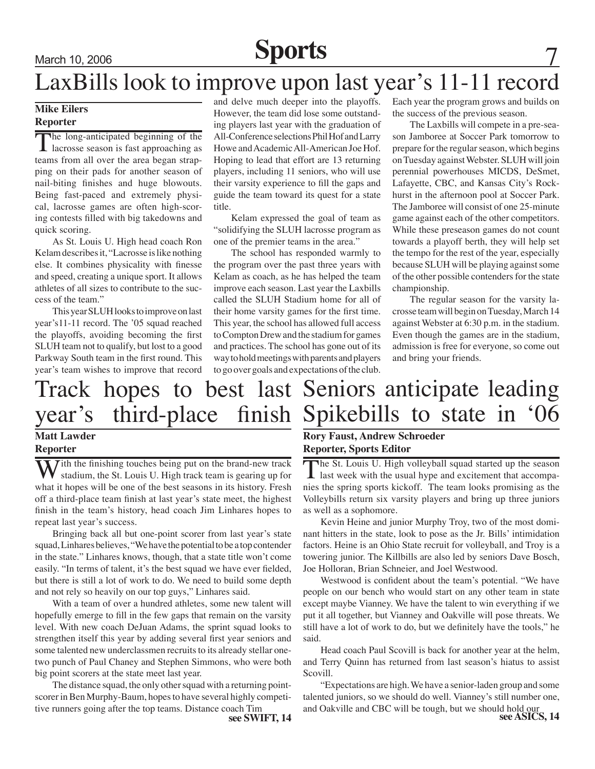# LaxBills look to improve upon last year's 11-11 record

**Mike Eilers**
**Reporter**

The long-anticipated beginning of the lacrosse season is fast approaching as teams from all over the area began strapping on their pads for another season of nail-biting finishes and huge blowouts. Being fast-paced and extremely physical, lacrosse games are often high-scoring contests filled with big takedowns and quick scoring.

As St. Louis U. High head coach Ron Kelam describes it, "Lacrosse is like nothing else. It combines physicality with finesse and speed, creating a unique sport. It allows athletes of all sizes to contribute to the success of the team."

This year SLUH looks to improve on last year's11-11 record. The '05 squad reached the playoffs, avoiding becoming the first SLUH team not to qualify, but lost to a good Parkway South team in the first round. This year's team wishes to improve that record and delve much deeper into the playoffs. However, the team did lose some outstanding players last year with the graduation of All-Conference selections Phil Hof and Larry Howe and Academic All-American Joe Hof. Hoping to lead that effort are 13 returning players, including 11 seniors, who will use their varsity experience to fill the gaps and guide the team toward its quest for a state title.

Kelam expressed the goal of team as "solidifying the SLUH lacrosse program as one of the premier teams in the area."

The school has responded warmly to the program over the past three years with Kelam as coach, as he has helped the team improve each season. Last year the Laxbills called the SLUH Stadium home for all of their home varsity games for the first time. This year, the school has allowed full access to Compton Drew and the stadium for games and practices. The school has gone out of its way to hold meetings with parents and players to go over goals and expectations of the club. Each year the program grows and builds on the success of the previous season.

The Laxbills will compete in a pre-season Jamboree at Soccer Park tomorrow to prepare for the regular season, which begins on Tuesday against Webster. SLUH will join perennial powerhouses MICDS, DeSmet, Lafayette, CBC, and Kansas City's Rockhurst in the afternoon pool at Soccer Park. The Jamboree will consist of one 25-minute game against each of the other competitors. While these preseason games do not count towards a playoff berth, they will help set the tempo for the rest of the year, especially because SLUH will be playing against some of the other possible contenders for the state championship.

The regular season for the varsity lacrosse team will begin on Tuesday, March 14 against Webster at 6:30 p.m. in the stadium. Even though the games are in the stadium, admission is free for everyone, so come out and bring your friends.

# Track hopes to best last year's third-place finish

**Matt Lawder**
**Reporter**

With the finishing touches being put on the brand-new track stadium, the St. Louis U. High track team is gearing up for what it hopes will be one of the best seasons in its history. Fresh off a third-place team finish at last year's state meet, the highest finish in the team's history, head coach Jim Linhares hopes to repeat last year's success.

Bringing back all but one-point scorer from last year's state squad, Linhares believes, "We have the potential to be a top contender in the state." Linhares knows, though, that a state title won't come easily. "In terms of talent, it's the best squad we have ever fielded, but there is still a lot of work to do. We need to build some depth and not rely so heavily on our top guys," Linhares said.

With a team of over a hundred athletes, some new talent will hopefully emerge to fill in the few gaps that remain on the varsity level. With new coach DeJuan Adams, the sprint squad looks to strengthen itself this year by adding several first year seniors and some talented new underclassmen recruits to its already stellar one-two punch of Paul Chaney and Stephen Simmons, who were both big point scorers at the state meet last year.

The distance squad, the only other squad with a returning point-scorer in Ben Murphy-Baum, hopes to have several highly competitive runners going after the top teams. Distance coach Tim

**see SWIFT, 14**

# Seniors anticipate leading Spikebills to state in '06

**Rory Faust, Andrew Schroeder**
**Reporter, Sports Editor**

The St. Louis U. High volleyball squad started up the season last week with the usual hype and excitement that accompanies the spring sports kickoff. The team looks promising as the Volleybills return six varsity players and bring up three juniors as well as a sophomore.

Kevin Heine and junior Murphy Troy, two of the most dominant hitters in the state, look to pose as the Jr. Bills' intimidation factors. Heine is an Ohio State recruit for volleyball, and Troy is a towering junior. The Killbills are also led by seniors Dave Bosch, Joe Holloran, Brian Schneier, and Joel Westwood.

Westwood is confident about the team's potential. "We have people on our bench who would start on any other team in state except maybe Vianney. We have the talent to win everything if we put it all together, but Vianney and Oakville will pose threats. We still have a lot of work to do, but we definitely have the tools," he said.

Head coach Paul Scovill is back for another year at the helm, and Terry Quinn has returned from last season's hiatus to assist Scovill.

"Expectations are high. We have a senior-laden group and some talented juniors, so we should do well. Vianney's still number one, and Oakville and CBC will be tough, but we should hold our

**see ASICS, 14**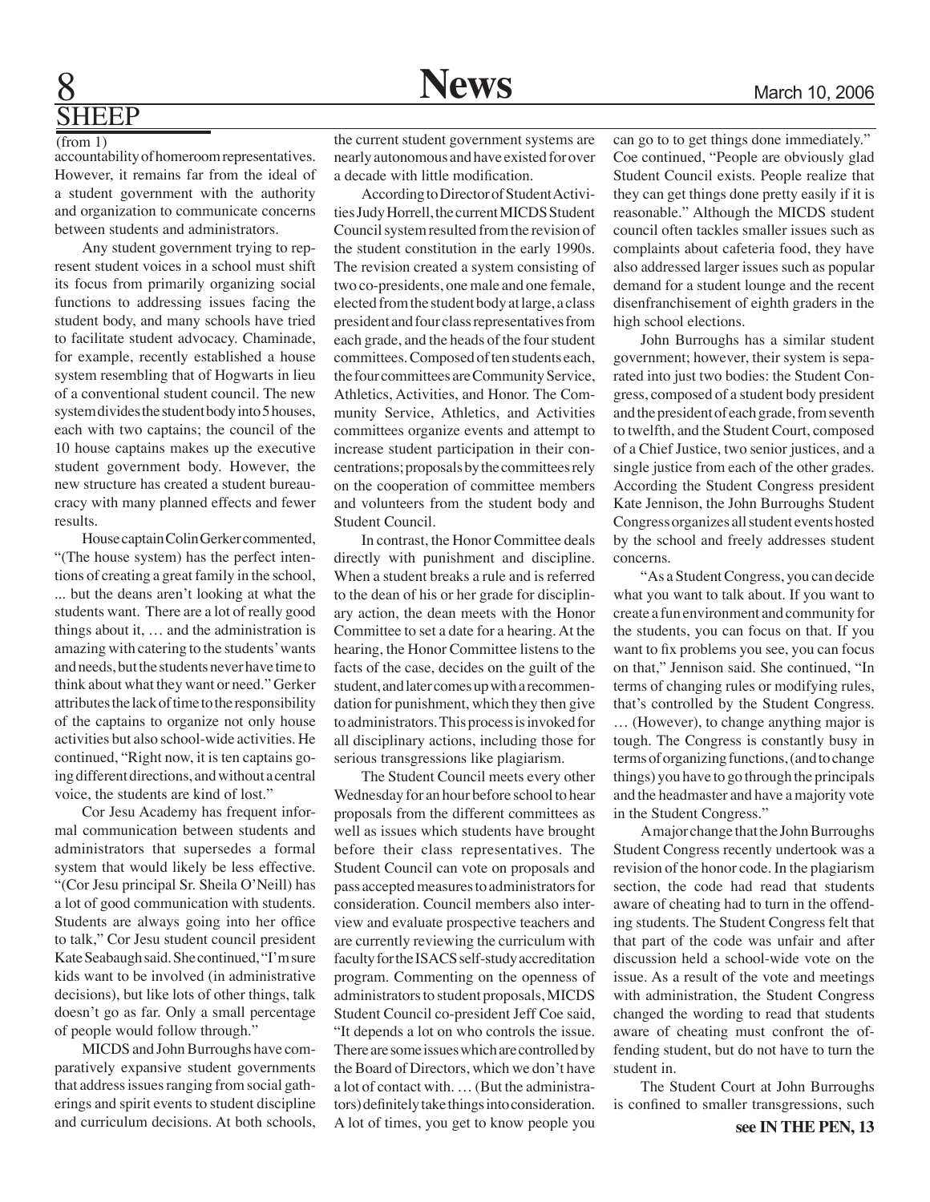## SHEEP

(from 1)

accountability of homeroom representatives. However, it remains far from the ideal of a student government with the authority and organization to communicate concerns between students and administrators.

Any student government trying to represent student voices in a school must shift its focus from primarily organizing social functions to addressing issues facing the student body, and many schools have tried to facilitate student advocacy. Chaminade, for example, recently established a house system resembling that of Hogwarts in lieu of a conventional student council. The new system divides the student body into 5 houses, each with two captains; the council of the 10 house captains makes up the executive student government body. However, the new structure has created a student bureaucracy with many planned effects and fewer results.

House captain Colin Gerker commented, "(The house system) has the perfect intentions of creating a great family in the school, ... but the deans aren't looking at what the students want. There are a lot of really good things about it, … and the administration is amazing with catering to the students' wants and needs, but the students never have time to think about what they want or need." Gerker attributes the lack of time to the responsibility of the captains to organize not only house activities but also school-wide activities. He continued, "Right now, it is ten captains going different directions, and without a central voice, the students are kind of lost."

Cor Jesu Academy has frequent informal communication between students and administrators that supersedes a formal system that would likely be less effective. "(Cor Jesu principal Sr. Sheila O'Neill) has a lot of good communication with students. Students are always going into her office to talk," Cor Jesu student council president Kate Seabaugh said. She continued, "I'm sure kids want to be involved (in administrative decisions), but like lots of other things, talk doesn't go as far. Only a small percentage of people would follow through."

MICDS and John Burroughs have comparatively expansive student governments that address issues ranging from social gatherings and spirit events to student discipline and curriculum decisions. At both schools, the current student government systems are nearly autonomous and have existed for over a decade with little modification.

According to Director of Student Activities Judy Horrell, the current MICDS Student Council system resulted from the revision of the student constitution in the early 1990s. The revision created a system consisting of two co-presidents, one male and one female, elected from the student body at large, a class president and four class representatives from each grade, and the heads of the four student committees. Composed of ten students each, the four committees are Community Service, Athletics, Activities, and Honor. The Community Service, Athletics, and Activities committees organize events and attempt to increase student participation in their concentrations; proposals by the committees rely on the cooperation of committee members and volunteers from the student body and Student Council.

In contrast, the Honor Committee deals directly with punishment and discipline. When a student breaks a rule and is referred to the dean of his or her grade for disciplinary action, the dean meets with the Honor Committee to set a date for a hearing. At the hearing, the Honor Committee listens to the facts of the case, decides on the guilt of the student, and later comes up with a recommendation for punishment, which they then give to administrators. This process is invoked for all disciplinary actions, including those for serious transgressions like plagiarism.

The Student Council meets every other Wednesday for an hour before school to hear proposals from the different committees as well as issues which students have brought before their class representatives. The Student Council can vote on proposals and pass accepted measures to administrators for consideration. Council members also interview and evaluate prospective teachers and are currently reviewing the curriculum with faculty for the ISACS self-study accreditation program. Commenting on the openness of administrators to student proposals, MICDS Student Council co-president Jeff Coe said, "It depends a lot on who controls the issue. There are some issues which are controlled by the Board of Directors, which we don't have a lot of contact with. … (But the administrators) definitely take things into consideration. A lot of times, you get to know people you can go to to get things done immediately." Coe continued, "People are obviously glad Student Council exists. People realize that they can get things done pretty easily if it is reasonable." Although the MICDS student council often tackles smaller issues such as complaints about cafeteria food, they have also addressed larger issues such as popular demand for a student lounge and the recent disenfranchisement of eighth graders in the high school elections.

John Burroughs has a similar student government; however, their system is separated into just two bodies: the Student Congress, composed of a student body president and the president of each grade, from seventh to twelfth, and the Student Court, composed of a Chief Justice, two senior justices, and a single justice from each of the other grades. According the Student Congress president Kate Jennison, the John Burroughs Student Congress organizes all student events hosted by the school and freely addresses student concerns.

"As a Student Congress, you can decide what you want to talk about. If you want to create a fun environment and community for the students, you can focus on that. If you want to fix problems you see, you can focus on that," Jennison said. She continued, "In terms of changing rules or modifying rules, that's controlled by the Student Congress. … (However), to change anything major is tough. The Congress is constantly busy in terms of organizing functions, (and to change things) you have to go through the principals and the headmaster and have a majority vote in the Student Congress."

A major change that the John Burroughs Student Congress recently undertook was a revision of the honor code. In the plagiarism section, the code had read that students aware of cheating had to turn in the offending students. The Student Congress felt that that part of the code was unfair and after discussion held a school-wide vote on the issue. As a result of the vote and meetings with administration, the Student Congress changed the wording to read that students aware of cheating must confront the offending student, but do not have to turn the student in.

The Student Court at John Burroughs is confined to smaller transgressions, such

**see IN THE PEN, 13**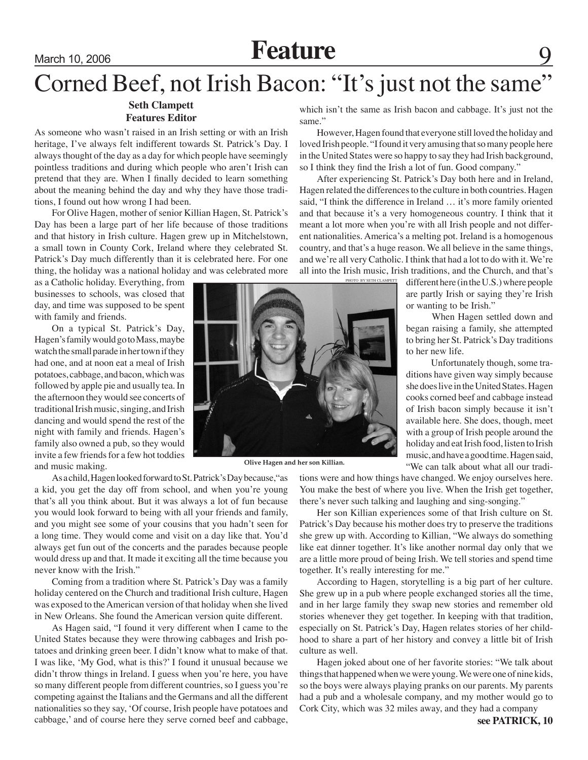# Corned Beef, not Irish Bacon: "It's just not the same"

**Seth Clampett**
**Features Editor**

As someone who wasn't raised in an Irish setting or with an Irish heritage, I've always felt indifferent towards St. Patrick's Day. I always thought of the day as a day for which people have seemingly pointless traditions and during which people who aren't Irish can pretend that they are. When I finally decided to learn something about the meaning behind the day and why they have those traditions, I found out how wrong I had been.

For Olive Hagen, mother of senior Killian Hagen, St. Patrick's Day has been a large part of her life because of those traditions and that history in Irish culture. Hagen grew up in Mitchelstown, a small town in County Cork, Ireland where they celebrated St. Patrick's Day much differently than it is celebrated here. For one thing, the holiday was a national holiday and was celebrated more as a Catholic holiday. Everything, from businesses to schools, was closed that day, and time was supposed to be spent with family and friends.

On a typical St. Patrick's Day, Hagen's family would go to Mass, maybe watch the small parade in her town if they had one, and at noon eat a meal of Irish potatoes, cabbage, and bacon, which was followed by apple pie and usually tea. In the afternoon they would see concerts of traditional Irish music, singing, and Irish dancing and would spend the rest of the night with family and friends. Hagen's family also owned a pub, so they would invite a few friends for a few hot toddies and music making.

PHOTO BY SETH CLAMPETT

Olive Hagen and her son Killian.

As a child, Hagen looked forward to St. Patrick's Day because, "as a kid, you get the day off from school, and when you're young that's all you think about. But it was always a lot of fun because you would look forward to being with all your friends and family, and you might see some of your cousins that you hadn't seen for a long time. They would come and visit on a day like that. You'd always get fun out of the concerts and the parades because people would dress up and that. It made it exciting all the time because you never know with the Irish."

Coming from a tradition where St. Patrick's Day was a family holiday centered on the Church and traditional Irish culture, Hagen was exposed to the American version of that holiday when she lived in New Orleans. She found the American version quite different.

As Hagen said, "I found it very different when I came to the United States because they were throwing cabbages and Irish potatoes and drinking green beer. I didn't know what to make of that. I was like, 'My God, what is this?' I found it unusual because we didn't throw things in Ireland. I guess when you're here, you have so many different people from different countries, so I guess you're competing against the Italians and the Germans and all the different nationalities so they say, 'Of course, Irish people have potatoes and cabbage,' and of course here they serve corned beef and cabbage, which isn't the same as Irish bacon and cabbage. It's just not the same."

However, Hagen found that everyone still loved the holiday and loved Irish people. "I found it very amusing that so many people here in the United States were so happy to say they had Irish background, so I think they find the Irish a lot of fun. Good company."

After experiencing St. Patrick's Day both here and in Ireland, Hagen related the differences to the culture in both countries. Hagen said, "I think the difference in Ireland … it's more family oriented and that because it's a very homogeneous country. I think that it meant a lot more when you're with all Irish people and not different nationalities. America's a melting pot. Ireland is a homogenous country, and that's a huge reason. We all believe in the same things, and we're all very Catholic. I think that had a lot to do with it. We're all into the Irish music, Irish traditions, and the Church, and that's different here (in the U.S.) where people are partly Irish or saying they're Irish or wanting to be Irish."

When Hagen settled down and began raising a family, she attempted to bring her St. Patrick's Day traditions to her new life.

Unfortunately though, some traditions have given way simply because she does live in the United States. Hagen cooks corned beef and cabbage instead of Irish bacon simply because it isn't available here. She does, though, meet with a group of Irish people around the holiday and eat Irish food, listen to Irish music, and have a good time. Hagen said, "We can talk about what all our traditions were and how things have changed. We enjoy ourselves here. You make the best of where you live. When the Irish get together, there's never such talking and laughing and sing-songing."

Her son Killian experiences some of that Irish culture on St. Patrick's Day because his mother does try to preserve the traditions she grew up with. According to Killian, "We always do something like eat dinner together. It's like another normal day only that we are a little more proud of being Irish. We tell stories and spend time together. It's really interesting for me."

According to Hagen, storytelling is a big part of her culture. She grew up in a pub where people exchanged stories all the time, and in her large family they swap new stories and remember old stories whenever they get together. In keeping with that tradition, especially on St. Patrick's Day, Hagen relates stories of her childhood to share a part of her history and convey a little bit of Irish culture as well.

Hagen joked about one of her favorite stories: "We talk about things that happened when we were young. We were one of nine kids, so the boys were always playing pranks on our parents. My parents had a pub and a wholesale company, and my mother would go to Cork City, which was 32 miles away, and they had a company

**see PATRICK, 10**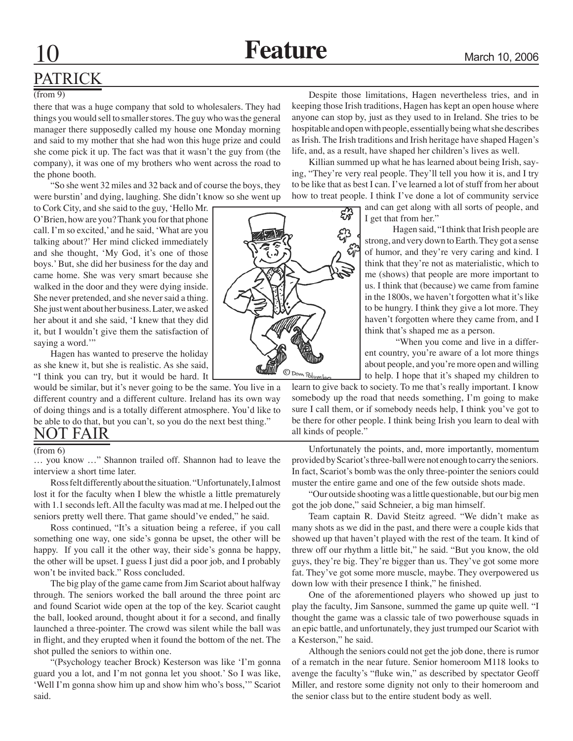## PATRICK

(from 9)

there that was a huge company that sold to wholesalers. They had things you would sell to smaller stores. The guy who was the general manager there supposedly called my house one Monday morning and said to my mother that she had won this huge prize and could she come pick it up. The fact was that it wasn't the guy from (the company), it was one of my brothers who went across the road to the phone booth.

"So she went 32 miles and 32 back and of course the boys, they were burstin' and dying, laughing. She didn't know so she went up to Cork City, and she said to the guy, 'Hello Mr. O'Brien, how are you? Thank you for that phone call. I'm so excited,' and he said, 'What are you talking about?' Her mind clicked immediately and she thought, 'My God, it's one of those boys.' But, she did her business for the day and came home. She was very smart because she walked in the door and they were dying inside. She never pretended, and she never said a thing. She just went about her business. Later, we asked her about it and she said, 'I knew that they did it, but I wouldn't give them the satisfaction of saying a word.'"

Hagen has wanted to preserve the holiday as she knew it, but she is realistic. As she said, "I think you can try, but it would be hard. It would be similar, but it's never going to be the same. You live in a different country and a different culture. Ireland has its own way of doing things and is a totally different atmosphere. You'd like to be able to do that, but you can't, so you do the next best thing."

Despite those limitations, Hagen nevertheless tries, and in keeping those Irish traditions, Hagen has kept an open house where anyone can stop by, just as they used to in Ireland. She tries to be hospitable and open with people, essentially being what she describes as Irish. The Irish traditions and Irish heritage have shaped Hagen's life, and, as a result, have shaped her children's lives as well.

Killian summed up what he has learned about being Irish, saying, "They're very real people. They'll tell you how it is, and I try to be like that as best I can. I've learned a lot of stuff from her about how to treat people. I think I've done a lot of community service and can get along with all sorts of people, and I get that from her."

Hagen said, "I think that Irish people are strong, and very down to Earth. They got a sense of humor, and they're very caring and kind. I think that they're not as materialistic, which to me (shows) that people are more important to us. I think that (because) we came from famine in the 1800s, we haven't forgotten what it's like to be hungry. I think they give a lot more. They haven't forgotten where they came from, and I think that's shaped me as a person.

"When you come and live in a different country, you're aware of a lot more things about people, and you're more open and willing to help. I hope that it's shaped my children to learn to give back to society. To me that's really important. I know somebody up the road that needs something, I'm going to make sure I call them, or if somebody needs help, I think you've got to be there for other people. I think being Irish you learn to deal with all kinds of people."

© Dom Palumbo

## NOT FAIR

(from 6)

… you know …" Shannon trailed off. Shannon had to leave the interview a short time later.

Ross felt differently about the situation. "Unfortunately, I almost lost it for the faculty when I blew the whistle a little prematurely with 1.1 seconds left. All the faculty was mad at me. I helped out the seniors pretty well there. That game should've ended," he said.

Ross continued, "It's a situation being a referee, if you call something one way, one side's gonna be upset, the other will be happy. If you call it the other way, their side's gonna be happy, the other will be upset. I guess I just did a poor job, and I probably won't be invited back." Ross concluded.

The big play of the game came from Jim Scariot about halfway through. The seniors worked the ball around the three point arc and found Scariot wide open at the top of the key. Scariot caught the ball, looked around, thought about it for a second, and finally launched a three-pointer. The crowd was silent while the ball was in flight, and they erupted when it found the bottom of the net. The shot pulled the seniors to within one.

"(Psychology teacher Brock) Kesterson was like 'I'm gonna guard you a lot, and I'm not gonna let you shoot.' So I was like, 'Well I'm gonna show him up and show him who's boss,'" Scariot said.

Unfortunately the points, and, more importantly, momentum provided by Scariot's three-ball were not enough to carry the seniors. In fact, Scariot's bomb was the only three-pointer the seniors could muster the entire game and one of the few outside shots made.

"Our outside shooting was a little questionable, but our big men got the job done," said Schneier, a big man himself.

Team captain R. David Steitz agreed. "We didn't make as many shots as we did in the past, and there were a couple kids that showed up that haven't played with the rest of the team. It kind of threw off our rhythm a little bit," he said. "But you know, the old guys, they're big. They're bigger than us. They've got some more fat. They've got some more muscle, maybe. They overpowered us down low with their presence I think," he finished.

One of the aforementioned players who showed up just to play the faculty, Jim Sansone, summed the game up quite well. "I thought the game was a classic tale of two powerhouse squads in an epic battle, and unfortunately, they just trumped our Scariot with a Kesterson," he said.

Although the seniors could not get the job done, there is rumor of a rematch in the near future. Senior homeroom M118 looks to avenge the faculty's "fluke win," as described by spectator Geoff Miller, and restore some dignity not only to their homeroom and the senior class but to the entire student body as well.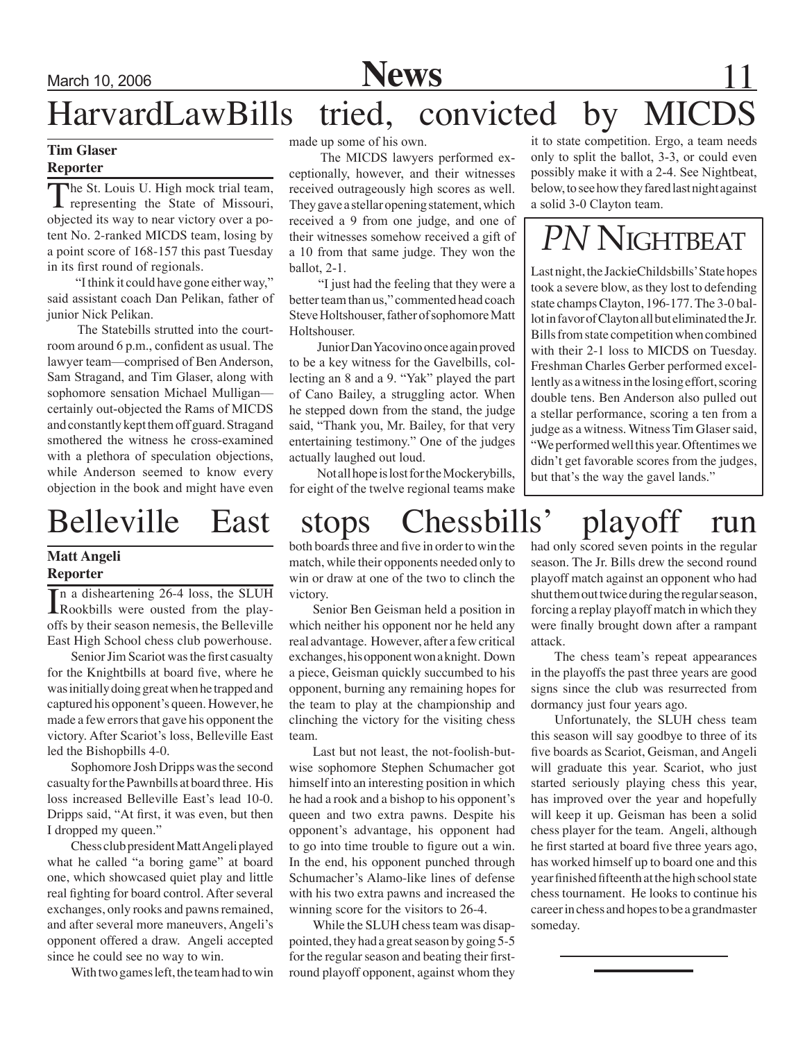# HarvardLawBills tried, convicted by MICDS

**Tim Glaser**
**Reporter**

The St. Louis U. High mock trial team, representing the State of Missouri, objected its way to near victory over a potent No. 2-ranked MICDS team, losing by a point score of 168-157 this past Tuesday in its first round of regionals.

"I think it could have gone either way," said assistant coach Dan Pelikan, father of junior Nick Pelikan.

The Statebills strutted into the courtroom around 6 p.m., confident as usual. The lawyer team—comprised of Ben Anderson, Sam Stragand, and Tim Glaser, along with sophomore sensation Michael Mulligan—certainly out-objected the Rams of MICDS and constantly kept them off guard. Stragand smothered the witness he cross-examined with a plethora of speculation objections, while Anderson seemed to know every objection in the book and might have even made up some of his own.

The MICDS lawyers performed exceptionally, however, and their witnesses received outrageously high scores as well. They gave a stellar opening statement, which received a 9 from one judge, and one of their witnesses somehow received a gift of a 10 from that same judge. They won the ballot, 2-1.

"I just had the feeling that they were a better team than us," commented head coach Steve Holtshouser, father of sophomore Matt Holtshouser.

Junior Dan Yacovino once again proved to be a key witness for the Gavelbills, collecting an 8 and a 9. "Yak" played the part of Cano Bailey, a struggling actor. When he stepped down from the stand, the judge said, "Thank you, Mr. Bailey, for that very entertaining testimony." One of the judges actually laughed out loud.

Not all hope is lost for the Mockerybills, for eight of the twelve regional teams make it to state competition. Ergo, a team needs only to split the ballot, 3-3, or could even possibly make it with a 2-4. See Nightbeat, below, to see how they fared last night against a solid 3-0 Clayton team.

## *PN* NIGHTBEAT

Last night, the JackieChildsbills' State hopes took a severe blow, as they lost to defending state champs Clayton, 196-177. The 3-0 ballot in favor of Clayton all but eliminated the Jr. Bills from state competition when combined with their 2-1 loss to MICDS on Tuesday. Freshman Charles Gerber performed excellently as a witness in the losing effort, scoring double tens. Ben Anderson also pulled out a stellar performance, scoring a ten from a judge as a witness. Witness Tim Glaser said, "We performed well this year. Oftentimes we didn't get favorable scores from the judges, but that's the way the gavel lands."

# Belleville East stops Chessbills' playoff run

**Matt Angeli**
**Reporter**

In a disheartening 26-4 loss, the SLUH Rookbills were ousted from the playoffs by their season nemesis, the Belleville East High School chess club powerhouse.

Senior Jim Scariot was the first casualty for the Knightbills at board five, where he was initially doing great when he trapped and captured his opponent's queen. However, he made a few errors that gave his opponent the victory. After Scariot's loss, Belleville East led the Bishopbills 4-0.

Sophomore Josh Dripps was the second casualty for the Pawnbills at board three. His loss increased Belleville East's lead 10-0. Dripps said, "At first, it was even, but then I dropped my queen."

Chess club president Matt Angeli played what he called "a boring game" at board one, which showcased quiet play and little real fighting for board control. After several exchanges, only rooks and pawns remained, and after several more maneuvers, Angeli's opponent offered a draw. Angeli accepted since he could see no way to win.

With two games left, the team had to win both boards three and five in order to win the match, while their opponents needed only to win or draw at one of the two to clinch the victory.

Senior Ben Geisman held a position in which neither his opponent nor he held any real advantage. However, after a few critical exchanges, his opponent won a knight. Down a piece, Geisman quickly succumbed to his opponent, burning any remaining hopes for the team to play at the championship and clinching the victory for the visiting chess team.

Last but not least, the not-foolish-but-wise sophomore Stephen Schumacher got himself into an interesting position in which he had a rook and a bishop to his opponent's queen and two extra pawns. Despite his opponent's advantage, his opponent had to go into time trouble to figure out a win. In the end, his opponent punched through Schumacher's Alamo-like lines of defense with his two extra pawns and increased the winning score for the visitors to 26-4.

While the SLUH chess team was disappointed, they had a great season by going 5-5 for the regular season and beating their first-round playoff opponent, against whom they had only scored seven points in the regular season. The Jr. Bills drew the second round playoff match against an opponent who had shut them out twice during the regular season, forcing a replay playoff match in which they were finally brought down after a rampant attack.

The chess team's repeat appearances in the playoffs the past three years are good signs since the club was resurrected from dormancy just four years ago.

Unfortunately, the SLUH chess team this season will say goodbye to three of its five boards as Scariot, Geisman, and Angeli will graduate this year. Scariot, who just started seriously playing chess this year, has improved over the year and hopefully will keep it up. Geisman has been a solid chess player for the team. Angeli, although he first started at board five three years ago, has worked himself up to board one and this year finished fifteenth at the high school state chess tournament. He looks to continue his career in chess and hopes to be a grandmaster someday.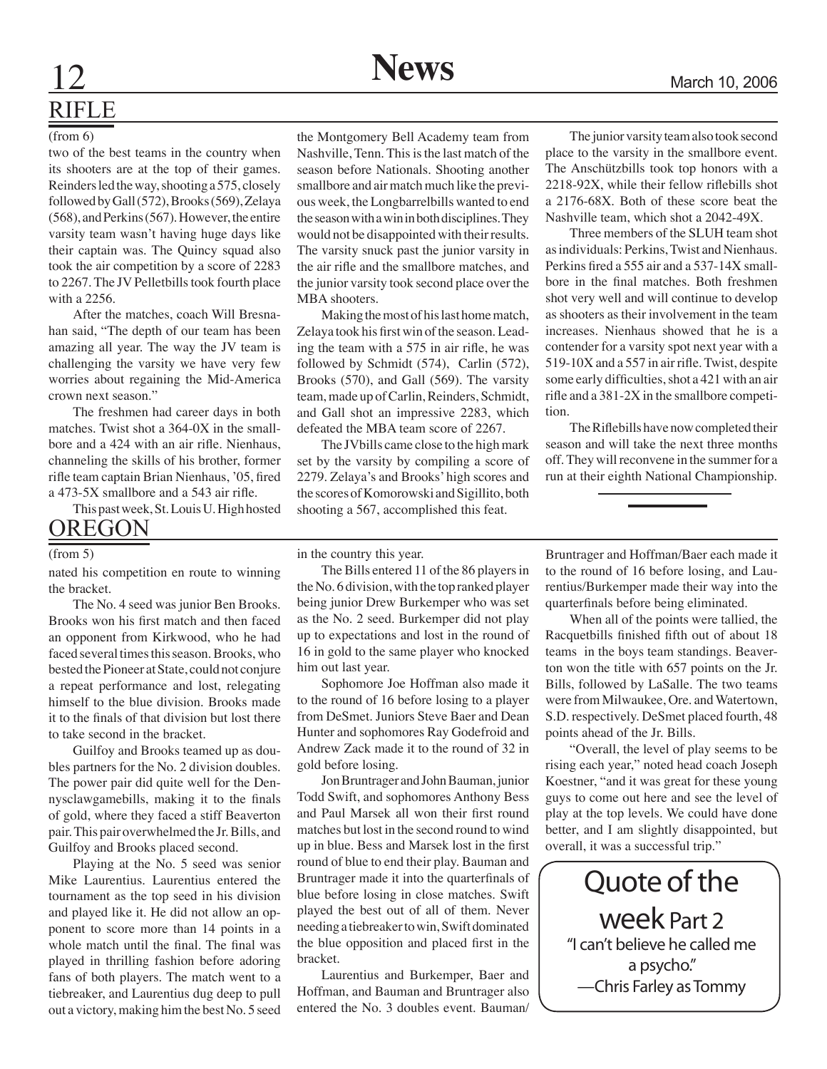## RIFLE

(from 6)

two of the best teams in the country when its shooters are at the top of their games. Reinders led the way, shooting a 575, closely followed by Gall (572), Brooks (569), Zelaya (568), and Perkins (567). However, the entire varsity team wasn't having huge days like their captain was. The Quincy squad also took the air competition by a score of 2283 to 2267. The JV Pelletbills took fourth place with a 2256.

After the matches, coach Will Bresnahan said, "The depth of our team has been amazing all year. The way the JV team is challenging the varsity we have very few worries about regaining the Mid-America crown next season."

The freshmen had career days in both matches. Twist shot a 364-0X in the smallbore and a 424 with an air rifle. Nienhaus, channeling the skills of his brother, former rifle team captain Brian Nienhaus, '05, fired a 473-5X smallbore and a 543 air rifle.

This past week, St. Louis U. High hosted the Montgomery Bell Academy team from Nashville, Tenn. This is the last match of the season before Nationals. Shooting another smallbore and air match much like the previous week, the Longbarrelbills wanted to end the season with a win in both disciplines. They would not be disappointed with their results. The varsity snuck past the junior varsity in the air rifle and the smallbore matches, and the junior varsity took second place over the MBA shooters.

Making the most of his last home match, Zelaya took his first win of the season. Leading the team with a 575 in air rifle, he was followed by Schmidt (574), Carlin (572), Brooks (570), and Gall (569). The varsity team, made up of Carlin, Reinders, Schmidt, and Gall shot an impressive 2283, which defeated the MBA team score of 2267.

The JVbills came close to the high mark set by the varsity by compiling a score of 2279. Zelaya's and Brooks' high scores and the scores of Komorowski and Sigillito, both shooting a 567, accomplished this feat.

The junior varsity team also took second place to the varsity in the smallbore event. The Anschützbills took top honors with a 2218-92X, while their fellow riflebills shot a 2176-68X. Both of these score beat the Nashville team, which shot a 2042-49X.

Three members of the SLUH team shot as individuals: Perkins, Twist and Nienhaus. Perkins fired a 555 air and a 537-14X smallbore in the final matches. Both freshmen shot very well and will continue to develop as shooters as their involvement in the team increases. Nienhaus showed that he is a contender for a varsity spot next year with a 519-10X and a 557 in air rifle. Twist, despite some early difficulties, shot a 421 with an air rifle and a 381-2X in the smallbore competition.

The Riflebills have now completed their season and will take the next three months off. They will reconvene in the summer for a run at their eighth National Championship.

## OREGON

(from 5)

nated his competition en route to winning the bracket.

The No. 4 seed was junior Ben Brooks. Brooks won his first match and then faced an opponent from Kirkwood, who he had faced several times this season. Brooks, who bested the Pioneer at State, could not conjure a repeat performance and lost, relegating himself to the blue division. Brooks made it to the finals of that division but lost there to take second in the bracket.

Guilfoy and Brooks teamed up as doubles partners for the No. 2 division doubles. The power pair did quite well for the Dennysclawgamebills, making it to the finals of gold, where they faced a stiff Beaverton pair. This pair overwhelmed the Jr. Bills, and Guilfoy and Brooks placed second.

Playing at the No. 5 seed was senior Mike Laurentius. Laurentius entered the tournament as the top seed in his division and played like it. He did not allow an opponent to score more than 14 points in a whole match until the final. The final was played in thrilling fashion before adoring fans of both players. The match went to a tiebreaker, and Laurentius dug deep to pull out a victory, making him the best No. 5 seed in the country this year.

The Bills entered 11 of the 86 players in the No. 6 division, with the top ranked player being junior Drew Burkemper who was set as the No. 2 seed. Burkemper did not play up to expectations and lost in the round of 16 in gold to the same player who knocked him out last year.

Sophomore Joe Hoffman also made it to the round of 16 before losing to a player from DeSmet. Juniors Steve Baer and Dean Hunter and sophomores Ray Godefroid and Andrew Zack made it to the round of 32 in gold before losing.

Jon Bruntrager and John Bauman, junior Todd Swift, and sophomores Anthony Bess and Paul Marsek all won their first round matches but lost in the second round to wind up in blue. Bess and Marsek lost in the first round of blue to end their play. Bauman and Bruntrager made it into the quarterfinals of blue before losing in close matches. Swift played the best out of all of them. Never needing a tiebreaker to win, Swift dominated the blue opposition and placed first in the bracket.

Laurentius and Burkemper, Baer and Hoffman, and Bauman and Bruntrager also entered the No. 3 doubles event. Bauman/Bruntrager and Hoffman/Baer each made it to the round of 16 before losing, and Laurentius/Burkemper made their way into the quarterfinals before being eliminated.

When all of the points were tallied, the Racquetbills finished fifth out of about 18 teams in the boys team standings. Beaverton won the title with 657 points on the Jr. Bills, followed by LaSalle. The two teams were from Milwaukee, Ore. and Watertown, S.D. respectively. DeSmet placed fourth, 48 points ahead of the Jr. Bills.

"Overall, the level of play seems to be rising each year," noted head coach Joseph Koestner, "and it was great for these young guys to come out here and see the level of play at the top levels. We could have done better, and I am slightly disappointed, but overall, it was a successful trip."

### Quote of the week Part 2

"I can't believe he called me a psycho."
—Chris Farley as Tommy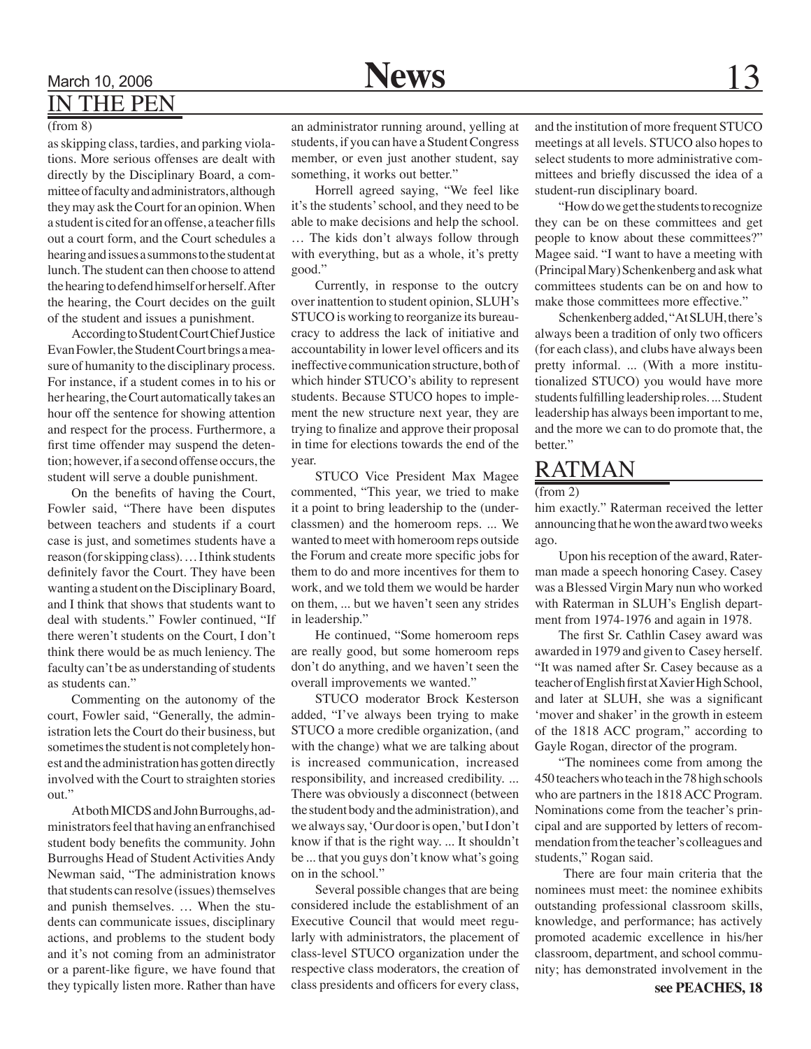## IN THE PEN

(from 8)

as skipping class, tardies, and parking violations. More serious offenses are dealt with directly by the Disciplinary Board, a committee of faculty and administrators, although they may ask the Court for an opinion. When a student is cited for an offense, a teacher fills out a court form, and the Court schedules a hearing and issues a summons to the student at lunch. The student can then choose to attend the hearing to defend himself or herself. After the hearing, the Court decides on the guilt of the student and issues a punishment.

According to Student Court Chief Justice Evan Fowler, the Student Court brings a measure of humanity to the disciplinary process. For instance, if a student comes in to his or her hearing, the Court automatically takes an hour off the sentence for showing attention and respect for the process. Furthermore, a first time offender may suspend the detention; however, if a second offense occurs, the student will serve a double punishment.

On the benefits of having the Court, Fowler said, "There have been disputes between teachers and students if a court case is just, and sometimes students have a reason (for skipping class). … I think students definitely favor the Court. They have been wanting a student on the Disciplinary Board, and I think that shows that students want to deal with students." Fowler continued, "If there weren't students on the Court, I don't think there would be as much leniency. The faculty can't be as understanding of students as students can."

Commenting on the autonomy of the court, Fowler said, "Generally, the administration lets the Court do their business, but sometimes the student is not completely honest and the administration has gotten directly involved with the Court to straighten stories out."

At both MICDS and John Burroughs, administrators feel that having an enfranchised student body benefits the community. John Burroughs Head of Student Activities Andy Newman said, "The administration knows that students can resolve (issues) themselves and punish themselves. … When the students can communicate issues, disciplinary actions, and problems to the student body and it's not coming from an administrator or a parent-like figure, we have found that they typically listen more. Rather than have an administrator running around, yelling at students, if you can have a Student Congress member, or even just another student, say something, it works out better."

Horrell agreed saying, "We feel like it's the students' school, and they need to be able to make decisions and help the school. … The kids don't always follow through with everything, but as a whole, it's pretty good."

Currently, in response to the outcry over inattention to student opinion, SLUH's STUCO is working to reorganize its bureaucracy to address the lack of initiative and accountability in lower level officers and its ineffective communication structure, both of which hinder STUCO's ability to represent students. Because STUCO hopes to implement the new structure next year, they are trying to finalize and approve their proposal in time for elections towards the end of the year.

STUCO Vice President Max Magee commented, "This year, we tried to make it a point to bring leadership to the (underclassmen) and the homeroom reps. ... We wanted to meet with homeroom reps outside the Forum and create more specific jobs for them to do and more incentives for them to work, and we told them we would be harder on them, ... but we haven't seen any strides in leadership."

He continued, "Some homeroom reps are really good, but some homeroom reps don't do anything, and we haven't seen the overall improvements we wanted."

STUCO moderator Brock Kesterson added, "I've always been trying to make STUCO a more credible organization, (and with the change) what we are talking about is increased communication, increased responsibility, and increased credibility. ... There was obviously a disconnect (between the student body and the administration), and we always say, 'Our door is open,' but I don't know if that is the right way. ... It shouldn't be ... that you guys don't know what's going on in the school."

Several possible changes that are being considered include the establishment of an Executive Council that would meet regularly with administrators, the placement of class-level STUCO organization under the respective class moderators, the creation of class presidents and officers for every class, and the institution of more frequent STUCO meetings at all levels. STUCO also hopes to select students to more administrative committees and briefly discussed the idea of a student-run disciplinary board.

"How do we get the students to recognize they can be on these committees and get people to know about these committees?" Magee said. "I want to have a meeting with (Principal Mary) Schenkenberg and ask what committees students can be on and how to make those committees more effective."

Schenkenberg added, "At SLUH, there's always been a tradition of only two officers (for each class), and clubs have always been pretty informal. ... (With a more institutionalized STUCO) you would have more students fulfilling leadership roles. ... Student leadership has always been important to me, and the more we can to do promote that, the better."

## RATMAN

(from 2)

him exactly." Raterman received the letter announcing that he won the award two weeks ago.

Upon his reception of the award, Raterman made a speech honoring Casey. Casey was a Blessed Virgin Mary nun who worked with Raterman in SLUH's English department from 1974-1976 and again in 1978.

The first Sr. Cathlin Casey award was awarded in 1979 and given to Casey herself. "It was named after Sr. Casey because as a teacher of English first at Xavier High School, and later at SLUH, she was a significant 'mover and shaker' in the growth in esteem of the 1818 ACC program," according to Gayle Rogan, director of the program.

"The nominees come from among the 450 teachers who teach in the 78 high schools who are partners in the 1818 ACC Program. Nominations come from the teacher's principal and are supported by letters of recommendation from the teacher's colleagues and students," Rogan said.

There are four main criteria that the nominees must meet: the nominee exhibits outstanding professional classroom skills, knowledge, and performance; has actively promoted academic excellence in his/her classroom, department, and school community; has demonstrated involvement in the

**see PEACHES, 18**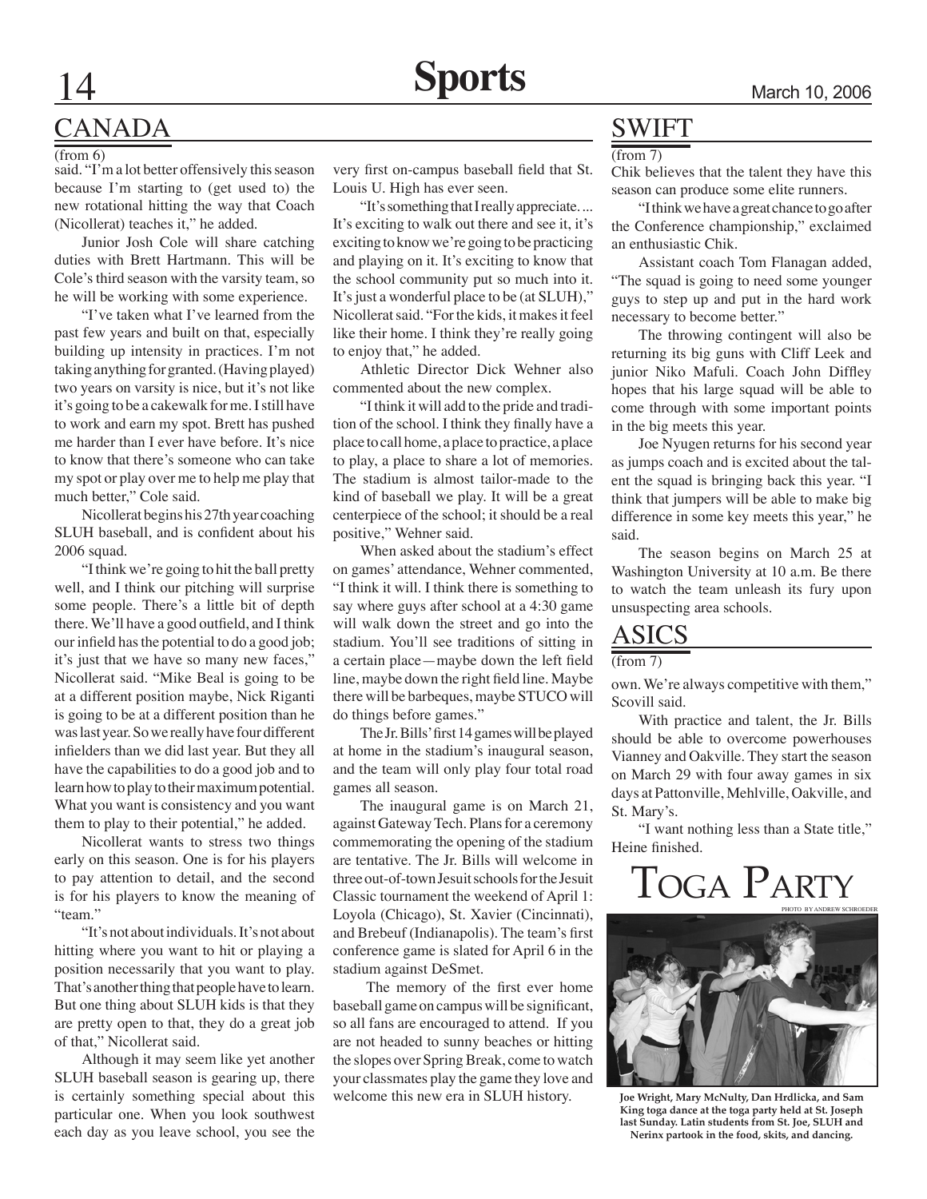## CANADA

(from 6)

said. "I'm a lot better offensively this season because I'm starting to (get used to) the new rotational hitting the way that Coach (Nicollerat) teaches it," he added.

Junior Josh Cole will share catching duties with Brett Hartmann. This will be Cole's third season with the varsity team, so he will be working with some experience.

"I've taken what I've learned from the past few years and built on that, especially building up intensity in practices. I'm not taking anything for granted. (Having played) two years on varsity is nice, but it's not like it's going to be a cakewalk for me. I still have to work and earn my spot. Brett has pushed me harder than I ever have before. It's nice to know that there's someone who can take my spot or play over me to help me play that much better," Cole said.

Nicollerat begins his 27th year coaching SLUH baseball, and is confident about his 2006 squad.

"I think we're going to hit the ball pretty well, and I think our pitching will surprise some people. There's a little bit of depth there. We'll have a good outfield, and I think our infield has the potential to do a good job; it's just that we have so many new faces," Nicollerat said. "Mike Beal is going to be at a different position maybe, Nick Riganti is going to be at a different position than he was last year. So we really have four different infielders than we did last year. But they all have the capabilities to do a good job and to learn how to play to their maximum potential. What you want is consistency and you want them to play to their potential," he added.

Nicollerat wants to stress two things early on this season. One is for his players to pay attention to detail, and the second is for his players to know the meaning of "team."

"It's not about individuals. It's not about hitting where you want to hit or playing a position necessarily that you want to play. That's another thing that people have to learn. But one thing about SLUH kids is that they are pretty open to that, they do a great job of that," Nicollerat said.

Although it may seem like yet another SLUH baseball season is gearing up, there is certainly something special about this particular one. When you look southwest each day as you leave school, you see the very first on-campus baseball field that St. Louis U. High has ever seen.

"It's something that I really appreciate.... It's exciting to walk out there and see it, it's exciting to know we're going to be practicing and playing on it. It's exciting to know that the school community put so much into it. It's just a wonderful place to be (at SLUH)," Nicollerat said. "For the kids, it makes it feel like their home. I think they're really going to enjoy that," he added.

Athletic Director Dick Wehner also commented about the new complex.

"I think it will add to the pride and tradition of the school. I think they finally have a place to call home, a place to practice, a place to play, a place to share a lot of memories. The stadium is almost tailor-made to the kind of baseball we play. It will be a great centerpiece of the school; it should be a real positive," Wehner said.

When asked about the stadium's effect on games' attendance, Wehner commented, "I think it will. I think there is something to say where guys after school at a 4:30 game will walk down the street and go into the stadium. You'll see traditions of sitting in a certain place—maybe down the left field line, maybe down the right field line. Maybe there will be barbeques, maybe STUCO will do things before games."

The Jr. Bills' first 14 games will be played at home in the stadium's inaugural season, and the team will only play four total road games all season.

The inaugural game is on March 21, against Gateway Tech. Plans for a ceremony commemorating the opening of the stadium are tentative. The Jr. Bills will welcome in three out-of-town Jesuit schools for the Jesuit Classic tournament the weekend of April 1: Loyola (Chicago), St. Xavier (Cincinnati), and Brebeuf (Indianapolis). The team's first conference game is slated for April 6 in the stadium against DeSmet.

The memory of the first ever home baseball game on campus will be significant, so all fans are encouraged to attend. If you are not headed to sunny beaches or hitting the slopes over Spring Break, come to watch your classmates play the game they love and welcome this new era in SLUH history.

## SWIFT

(from 7)

Chik believes that the talent they have this season can produce some elite runners.

"I think we have a great chance to go after the Conference championship," exclaimed an enthusiastic Chik.

Assistant coach Tom Flanagan added, "The squad is going to need some younger guys to step up and put in the hard work necessary to become better."

The throwing contingent will also be returning its big guns with Cliff Leek and junior Niko Mafuli. Coach John Diffley hopes that his large squad will be able to come through with some important points in the big meets this year.

Joe Nyugen returns for his second year as jumps coach and is excited about the talent the squad is bringing back this year. "I think that jumpers will be able to make big difference in some key meets this year," he said.

The season begins on March 25 at Washington University at 10 a.m. Be there to watch the team unleash its fury upon unsuspecting area schools.

## ASICS

(from 7)

own. We're always competitive with them," Scovill said.

With practice and talent, the Jr. Bills should be able to overcome powerhouses Vianney and Oakville. They start the season on March 29 with four away games in six days at Pattonville, Mehlville, Oakville, and St. Mary's.

"I want nothing less than a State title," Heine finished.

## TOGA PARTY

PHOTO BY ANDREW SCHROEDER

**Joe Wright, Mary McNulty, Dan Hrdlicka, and Sam King toga dance at the toga party held at St. Joseph last Sunday. Latin students from St. Joe, SLUH and Nerinx partook in the food, skits, and dancing.**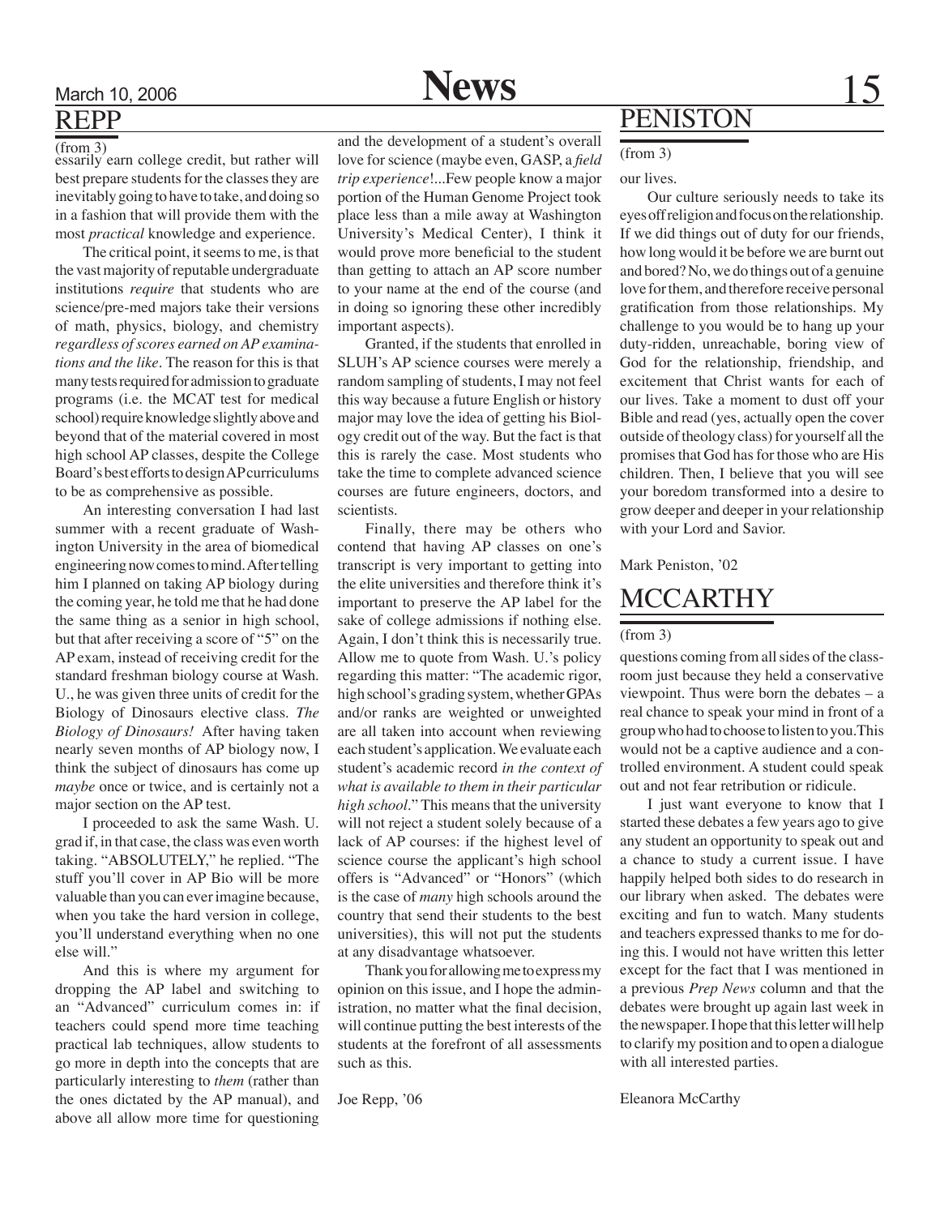## REPP

(from 3)

essarily earn college credit, but rather will best prepare students for the classes they are inevitably going to have to take, and doing so in a fashion that will provide them with the most *practical* knowledge and experience.

The critical point, it seems to me, is that the vast majority of reputable undergraduate institutions *require* that students who are science/pre-med majors take their versions of math, physics, biology, and chemistry *regardless of scores earned on AP examinations and the like*. The reason for this is that many tests required for admission to graduate programs (i.e. the MCAT test for medical school) require knowledge slightly above and beyond that of the material covered in most high school AP classes, despite the College Board's best efforts to design AP curriculums to be as comprehensive as possible.

An interesting conversation I had last summer with a recent graduate of Washington University in the area of biomedical engineering now comes to mind. After telling him I planned on taking AP biology during the coming year, he told me that he had done the same thing as a senior in high school, but that after receiving a score of "5" on the AP exam, instead of receiving credit for the standard freshman biology course at Wash. U., he was given three units of credit for the Biology of Dinosaurs elective class. *The Biology of Dinosaurs!* After having taken nearly seven months of AP biology now, I think the subject of dinosaurs has come up *maybe* once or twice, and is certainly not a major section on the AP test.

I proceeded to ask the same Wash. U. grad if, in that case, the class was even worth taking. "ABSOLUTELY," he replied. "The stuff you'll cover in AP Bio will be more valuable than you can ever imagine because, when you take the hard version in college, you'll understand everything when no one else will."

And this is where my argument for dropping the AP label and switching to an "Advanced" curriculum comes in: if teachers could spend more time teaching practical lab techniques, allow students to go more in depth into the concepts that are particularly interesting to *them* (rather than the ones dictated by the AP manual), and above all allow more time for questioning and the development of a student's overall love for science (maybe even, GASP, a *field trip experience*!...Few people know a major portion of the Human Genome Project took place less than a mile away at Washington University's Medical Center), I think it would prove more beneficial to the student than getting to attach an AP score number to your name at the end of the course (and in doing so ignoring these other incredibly important aspects).

Granted, if the students that enrolled in SLUH's AP science courses were merely a random sampling of students, I may not feel this way because a future English or history major may love the idea of getting his Biology credit out of the way. But the fact is that this is rarely the case. Most students who take the time to complete advanced science courses are future engineers, doctors, and scientists.

Finally, there may be others who contend that having AP classes on one's transcript is very important to getting into the elite universities and therefore think it's important to preserve the AP label for the sake of college admissions if nothing else. Again, I don't think this is necessarily true. Allow me to quote from Wash. U.'s policy regarding this matter: "The academic rigor, high school's grading system, whether GPAs and/or ranks are weighted or unweighted are all taken into account when reviewing each student's application. We evaluate each student's academic record *in the context of what is available to them in their particular high school*." This means that the university will not reject a student solely because of a lack of AP courses: if the highest level of science course the applicant's high school offers is "Advanced" or "Honors" (which is the case of *many* high schools around the country that send their students to the best universities), this will not put the students at any disadvantage whatsoever.

Thank you for allowing me to express my opinion on this issue, and I hope the administration, no matter what the final decision, will continue putting the best interests of the students at the forefront of all assessments such as this.

Joe Repp, '06

## PENISTON

(from 3)

our lives.

Our culture seriously needs to take its eyes off religion and focus on the relationship. If we did things out of duty for our friends, how long would it be before we are burnt out and bored? No, we do things out of a genuine love for them, and therefore receive personal gratification from those relationships. My challenge to you would be to hang up your duty-ridden, unreachable, boring view of God for the relationship, friendship, and excitement that Christ wants for each of our lives. Take a moment to dust off your Bible and read (yes, actually open the cover outside of theology class) for yourself all the promises that God has for those who are His children. Then, I believe that you will see your boredom transformed into a desire to grow deeper and deeper in your relationship with your Lord and Savior.

Mark Peniston, '02

## MCCARTHY

(from 3)

questions coming from all sides of the classroom just because they held a conservative viewpoint. Thus were born the debates – a real chance to speak your mind in front of a group who had to choose to listen to you. This would not be a captive audience and a controlled environment. A student could speak out and not fear retribution or ridicule.

I just want everyone to know that I started these debates a few years ago to give any student an opportunity to speak out and a chance to study a current issue. I have happily helped both sides to do research in our library when asked. The debates were exciting and fun to watch. Many students and teachers expressed thanks to me for doing this. I would not have written this letter except for the fact that I was mentioned in a previous *Prep News* column and that the debates were brought up again last week in the newspaper. I hope that this letter will help to clarify my position and to open a dialogue with all interested parties.

Eleanora McCarthy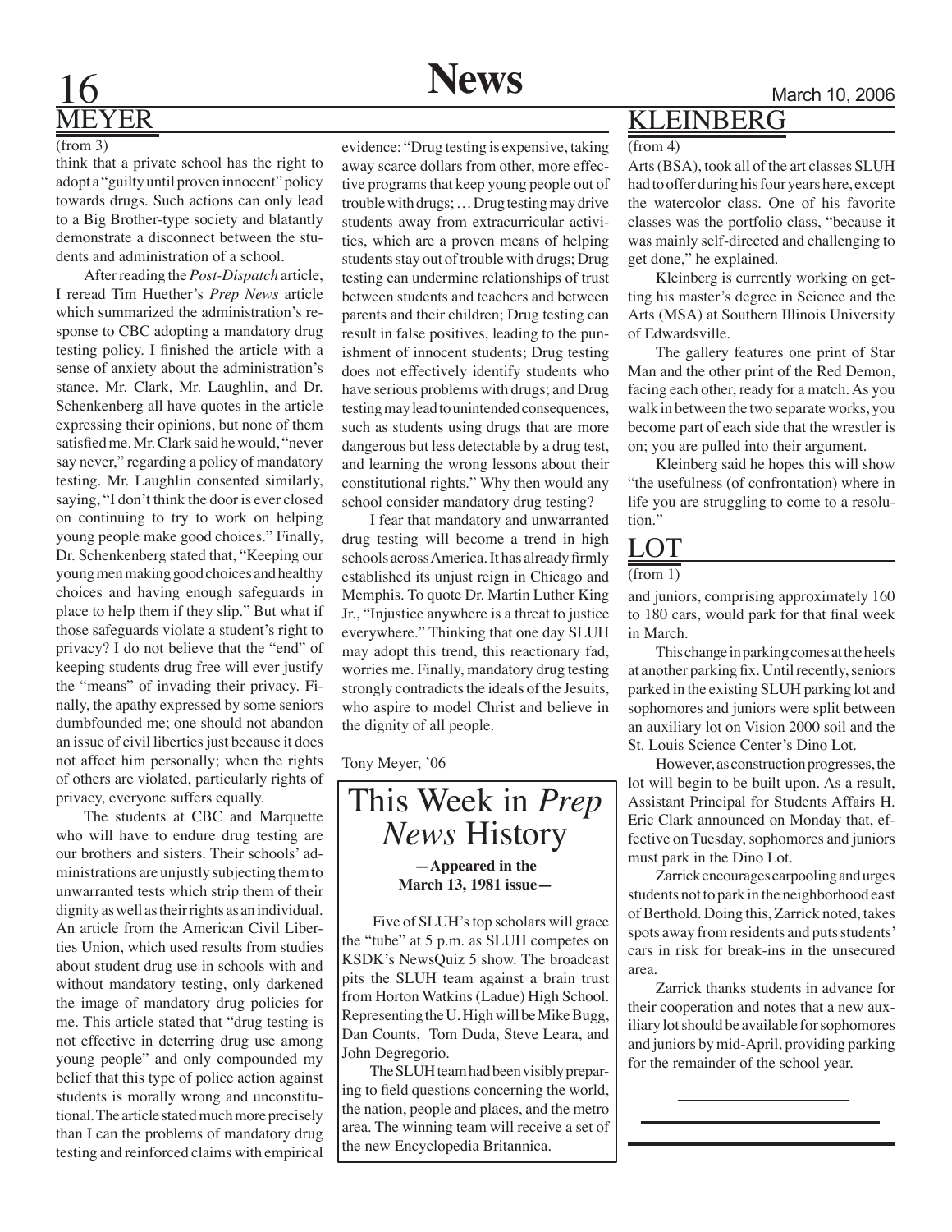## MEYER

(from 3)

think that a private school has the right to adopt a "guilty until proven innocent" policy towards drugs. Such actions can only lead to a Big Brother-type society and blatantly demonstrate a disconnect between the students and administration of a school.

After reading the *Post-Dispatch* article, I reread Tim Huether's *Prep News* article which summarized the administration's response to CBC adopting a mandatory drug testing policy. I finished the article with a sense of anxiety about the administration's stance. Mr. Clark, Mr. Laughlin, and Dr. Schenkenberg all have quotes in the article expressing their opinions, but none of them satisfied me. Mr. Clark said he would, "never say never," regarding a policy of mandatory testing. Mr. Laughlin consented similarly, saying, "I don't think the door is ever closed on continuing to try to work on helping young people make good choices." Finally, Dr. Schenkenberg stated that, "Keeping our young men making good choices and healthy choices and having enough safeguards in place to help them if they slip." But what if those safeguards violate a student's right to privacy? I do not believe that the "end" of keeping students drug free will ever justify the "means" of invading their privacy. Finally, the apathy expressed by some seniors dumbfounded me; one should not abandon an issue of civil liberties just because it does not affect him personally; when the rights of others are violated, particularly rights of privacy, everyone suffers equally.

The students at CBC and Marquette who will have to endure drug testing are our brothers and sisters. Their schools' administrations are unjustly subjecting them to unwarranted tests which strip them of their dignity as well as their rights as an individual. An article from the American Civil Liberties Union, which used results from studies about student drug use in schools with and without mandatory testing, only darkened the image of mandatory drug policies for me. This article stated that "drug testing is not effective in deterring drug use among young people" and only compounded my belief that this type of police action against students is morally wrong and unconstitutional. The article stated much more precisely than I can the problems of mandatory drug testing and reinforced claims with empirical evidence: "Drug testing is expensive, taking away scarce dollars from other, more effective programs that keep young people out of trouble with drugs; … Drug testing may drive students away from extracurricular activities, which are a proven means of helping students stay out of trouble with drugs; Drug testing can undermine relationships of trust between students and teachers and between parents and their children; Drug testing can result in false positives, leading to the punishment of innocent students; Drug testing does not effectively identify students who have serious problems with drugs; and Drug testing may lead to unintended consequences, such as students using drugs that are more dangerous but less detectable by a drug test, and learning the wrong lessons about their constitutional rights." Why then would any school consider mandatory drug testing?

I fear that mandatory and unwarranted drug testing will become a trend in high schools across America. It has already firmly established its unjust reign in Chicago and Memphis. To quote Dr. Martin Luther King Jr., "Injustice anywhere is a threat to justice everywhere." Thinking that one day SLUH may adopt this trend, this reactionary fad, worries me. Finally, mandatory drug testing strongly contradicts the ideals of the Jesuits, who aspire to model Christ and believe in the dignity of all people.

Tony Meyer, '06

## This Week in *Prep News* History

**—Appeared in the March 13, 1981 issue—**

Five of SLUH's top scholars will grace the "tube" at 5 p.m. as SLUH competes on KSDK's NewsQuiz 5 show. The broadcast pits the SLUH team against a brain trust from Horton Watkins (Ladue) High School. Representing the U. High will be Mike Bugg, Dan Counts, Tom Duda, Steve Leara, and John Degregorio.

The SLUH team had been visibly preparing to field questions concerning the world, the nation, people and places, and the metro area. The winning team will receive a set of the new Encyclopedia Britannica.

## KLEINBERG

(from 4)

Arts (BSA), took all of the art classes SLUH had to offer during his four years here, except the watercolor class. One of his favorite classes was the portfolio class, "because it was mainly self-directed and challenging to get done," he explained.

Kleinberg is currently working on getting his master's degree in Science and the Arts (MSA) at Southern Illinois University of Edwardsville.

The gallery features one print of Star Man and the other print of the Red Demon, facing each other, ready for a match. As you walk in between the two separate works, you become part of each side that the wrestler is on; you are pulled into their argument.

Kleinberg said he hopes this will show "the usefulness (of confrontation) where in life you are struggling to come to a resolution."

## LOT

(from 1)

and juniors, comprising approximately 160 to 180 cars, would park for that final week in March.

This change in parking comes at the heels at another parking fix. Until recently, seniors parked in the existing SLUH parking lot and sophomores and juniors were split between an auxiliary lot on Vision 2000 soil and the St. Louis Science Center's Dino Lot.

However, as construction progresses, the lot will begin to be built upon. As a result, Assistant Principal for Students Affairs H. Eric Clark announced on Monday that, effective on Tuesday, sophomores and juniors must park in the Dino Lot.

Zarrick encourages carpooling and urges students not to park in the neighborhood east of Berthold. Doing this, Zarrick noted, takes spots away from residents and puts students' cars in risk for break-ins in the unsecured area.

Zarrick thanks students in advance for their cooperation and notes that a new auxiliary lot should be available for sophomores and juniors by mid-April, providing parking for the remainder of the school year.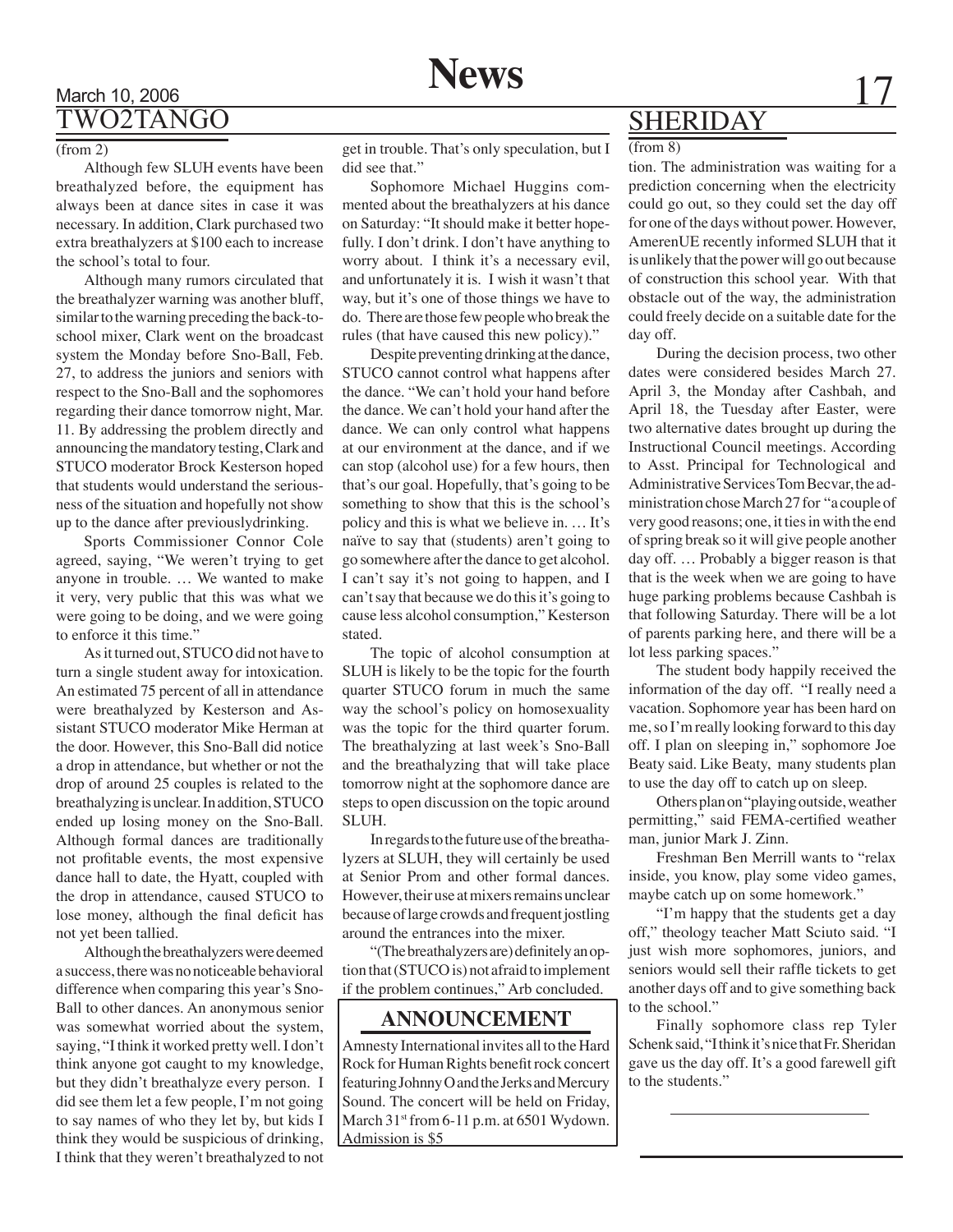## TWO2TANGO

(from 2)

Although few SLUH events have been breathalyzed before, the equipment has always been at dance sites in case it was necessary. In addition, Clark purchased two extra breathalyzers at $100 each to increase the school's total to four.

Although many rumors circulated that the breathalyzer warning was another bluff, similar to the warning preceding the back-to-school mixer, Clark went on the broadcast system the Monday before Sno-Ball, Feb. 27, to address the juniors and seniors with respect to the Sno-Ball and the sophomores regarding their dance tomorrow night, Mar. 11. By addressing the problem directly and announcing the mandatory testing, Clark and STUCO moderator Brock Kesterson hoped that students would understand the seriousness of the situation and hopefully not show up to the dance after previouslydrinking.

Sports Commissioner Connor Cole agreed, saying, "We weren't trying to get anyone in trouble. … We wanted to make it very, very public that this was what we were going to be doing, and we were going to enforce it this time."

As it turned out, STUCO did not have to turn a single student away for intoxication. An estimated 75 percent of all in attendance were breathalyzed by Kesterson and Assistant STUCO moderator Mike Herman at the door. However, this Sno-Ball did notice a drop in attendance, but whether or not the drop of around 25 couples is related to the breathalyzing is unclear. In addition, STUCO ended up losing money on the Sno-Ball. Although formal dances are traditionally not profitable events, the most expensive dance hall to date, the Hyatt, coupled with the drop in attendance, caused STUCO to lose money, although the final deficit has not yet been tallied.

Although the breathalyzers were deemed a success, there was no noticeable behavioral difference when comparing this year's Sno-Ball to other dances. An anonymous senior was somewhat worried about the system, saying, "I think it worked pretty well. I don't think anyone got caught to my knowledge, but they didn't breathalyze every person. I did see them let a few people, I'm not going to say names of who they let by, but kids I think they would be suspicious of drinking, I think that they weren't breathalyzed to not get in trouble. That's only speculation, but I did see that."

Sophomore Michael Huggins commented about the breathalyzers at his dance on Saturday: "It should make it better hopefully. I don't drink. I don't have anything to worry about. I think it's a necessary evil, and unfortunately it is. I wish it wasn't that way, but it's one of those things we have to do. There are those few people who break the rules (that have caused this new policy)."

Despite preventing drinking at the dance, STUCO cannot control what happens after the dance. "We can't hold your hand before the dance. We can't hold your hand after the dance. We can only control what happens at our environment at the dance, and if we can stop (alcohol use) for a few hours, then that's our goal. Hopefully, that's going to be something to show that this is the school's policy and this is what we believe in. … It's naïve to say that (students) aren't going to go somewhere after the dance to get alcohol. I can't say it's not going to happen, and I can't say that because we do this it's going to cause less alcohol consumption," Kesterson stated.

The topic of alcohol consumption at SLUH is likely to be the topic for the fourth quarter STUCO forum in much the same way the school's policy on homosexuality was the topic for the third quarter forum. The breathalyzing at last week's Sno-Ball and the breathalyzing that will take place tomorrow night at the sophomore dance are steps to open discussion on the topic around SLUH.

In regards to the future use of the breathalyzers at SLUH, they will certainly be used at Senior Prom and other formal dances. However, their use at mixers remains unclear because of large crowds and frequent jostling around the entrances into the mixer.

"(The breathalyzers are) definitely an option that (STUCO is) not afraid to implement if the problem continues," Arb concluded.

### ANNOUNCEMENT

Amnesty International invites all to the Hard Rock for Human Rights benefit rock concert featuring Johnny O and the Jerks and Mercury Sound. The concert will be held on Friday, March 31st from 6-11 p.m. at 6501 Wydown. Admission is $5

## SHERIDAY

(from 8)

tion. The administration was waiting for a prediction concerning when the electricity could go out, so they could set the day off for one of the days without power. However, AmerenUE recently informed SLUH that it is unlikely that the power will go out because of construction this school year. With that obstacle out of the way, the administration could freely decide on a suitable date for the day off.

During the decision process, two other dates were considered besides March 27. April 3, the Monday after Cashbah, and April 18, the Tuesday after Easter, were two alternative dates brought up during the Instructional Council meetings. According to Asst. Principal for Technological and Administrative Services Tom Becvar, the administration chose March 27 for "a couple of very good reasons; one, it ties in with the end of spring break so it will give people another day off. … Probably a bigger reason is that that is the week when we are going to have huge parking problems because Cashbah is that following Saturday. There will be a lot of parents parking here, and there will be a lot less parking spaces."

The student body happily received the information of the day off. "I really need a vacation. Sophomore year has been hard on me, so I'm really looking forward to this day off. I plan on sleeping in," sophomore Joe Beaty said. Like Beaty, many students plan to use the day off to catch up on sleep.

Others plan on "playing outside, weather permitting," said FEMA-certified weather man, junior Mark J. Zinn.

Freshman Ben Merrill wants to "relax inside, you know, play some video games, maybe catch up on some homework."

"I'm happy that the students get a day off," theology teacher Matt Sciuto said. "I just wish more sophomores, juniors, and seniors would sell their raffle tickets to get another days off and to give something back to the school."

Finally sophomore class rep Tyler Schenk said, "I think it's nice that Fr. Sheridan gave us the day off. It's a good farewell gift to the students."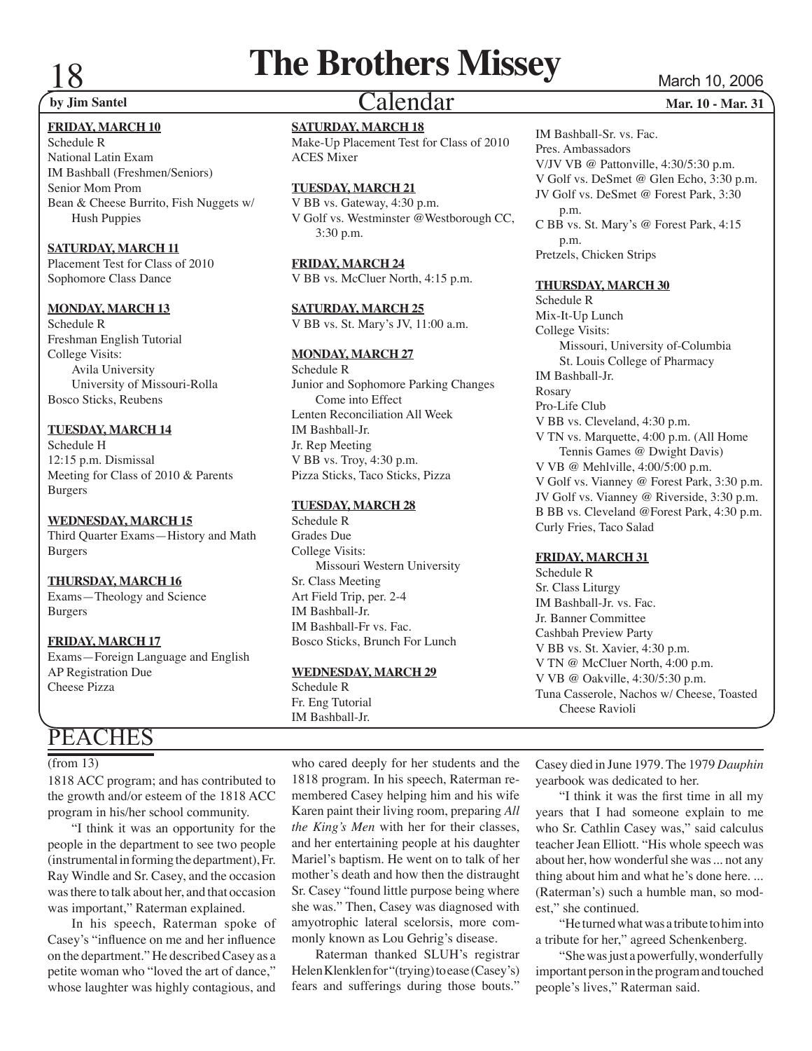# Calendar

**by Jim Santel**

**Mar. 10 - Mar. 31**

**FRIDAY, MARCH 10**
Schedule R
National Latin Exam
IM Bashball (Freshmen/Seniors)
Senior Mom Prom
Bean & Cheese Burrito, Fish Nuggets w/ Hush Puppies

**SATURDAY, MARCH 11**
Placement Test for Class of 2010
Sophomore Class Dance

**MONDAY, MARCH 13**
Schedule R
Freshman English Tutorial
College Visits:
Avila University
University of Missouri-Rolla
Bosco Sticks, Reubens

**TUESDAY, MARCH 14**
Schedule H
12:15 p.m. Dismissal
Meeting for Class of 2010 & Parents
Burgers

**WEDNESDAY, MARCH 15**
Third Quarter Exams—History and Math
Burgers

**THURSDAY, MARCH 16**
Exams—Theology and Science
Burgers

**FRIDAY, MARCH 17**
Exams—Foreign Language and English
AP Registration Due
Cheese Pizza

**SATURDAY, MARCH 18**
Make-Up Placement Test for Class of 2010
ACES Mixer

**TUESDAY, MARCH 21**
V BB vs. Gateway, 4:30 p.m.
V Golf vs. Westminster @Westborough CC, 3:30 p.m.

**FRIDAY, MARCH 24**
V BB vs. McCluer North, 4:15 p.m.

**SATURDAY, MARCH 25**
V BB vs. St. Mary's JV, 11:00 a.m.

**MONDAY, MARCH 27**
Schedule R
Junior and Sophomore Parking Changes Come into Effect
Lenten Reconciliation All Week
IM Bashball-Jr.
Jr. Rep Meeting
V BB vs. Troy, 4:30 p.m.
Pizza Sticks, Taco Sticks, Pizza

**TUESDAY, MARCH 28**
Schedule R
Grades Due
College Visits:
Missouri Western University
Sr. Class Meeting
Art Field Trip, per. 2-4
IM Bashball-Jr.
IM Bashball-Fr vs. Fac.
Bosco Sticks, Brunch For Lunch

**WEDNESDAY, MARCH 29**
Schedule R
Fr. Eng Tutorial
IM Bashball-Jr.
IM Bashball-Sr. vs. Fac.
Pres. Ambassadors
V/JV VB @ Pattonville, 4:30/5:30 p.m.
V Golf vs. DeSmet @ Glen Echo, 3:30 p.m.
JV Golf vs. DeSmet @ Forest Park, 3:30 p.m.
C BB vs. St. Mary's @ Forest Park, 4:15 p.m.
Pretzels, Chicken Strips

**THURSDAY, MARCH 30**
Schedule R
Mix-It-Up Lunch
College Visits:
Missouri, University of-Columbia
St. Louis College of Pharmacy
IM Bashball-Jr.
Rosary
Pro-Life Club
V BB vs. Cleveland, 4:30 p.m.
V TN vs. Marquette, 4:00 p.m. (All Home Tennis Games @ Dwight Davis)
V VB @ Mehlville, 4:00/5:00 p.m.
V Golf vs. Vianney @ Forest Park, 3:30 p.m.
JV Golf vs. Vianney @ Riverside, 3:30 p.m.
B BB vs. Cleveland @Forest Park, 4:30 p.m.
Curly Fries, Taco Salad

**FRIDAY, MARCH 31**
Schedule R
Sr. Class Liturgy
IM Bashball-Jr. vs. Fac.
Jr. Banner Committee
Cashbah Preview Party
V BB vs. St. Xavier, 4:30 p.m.
V TN @ McCluer North, 4:00 p.m.
V VB @ Oakville, 4:30/5:30 p.m.
Tuna Casserole, Nachos w/ Cheese, Toasted Cheese Ravioli

# PEACHES

(from 13)

1818 ACC program; and has contributed to the growth and/or esteem of the 1818 ACC program in his/her school community.

"I think it was an opportunity for the people in the department to see two people (instrumental in forming the department), Fr. Ray Windle and Sr. Casey, and the occasion was there to talk about her, and that occasion was important," Raterman explained.

In his speech, Raterman spoke of Casey's "influence on me and her influence on the department." He described Casey as a petite woman who "loved the art of dance," whose laughter was highly contagious, and who cared deeply for her students and the 1818 program. In his speech, Raterman remembered Casey helping him and his wife Karen paint their living room, preparing *All the King's Men* with her for their classes, and her entertaining people at his daughter Mariel's baptism. He went on to talk of her mother's death and how then the distraught Sr. Casey "found little purpose being where she was." Then, Casey was diagnosed with amyotrophic lateral scelorsis, more commonly known as Lou Gehrig's disease.

Raterman thanked SLUH's registrar Helen Klenklen for "(trying) to ease (Casey's) fears and sufferings during those bouts." Casey died in June 1979. The 1979 *Dauphin* yearbook was dedicated to her.

"I think it was the first time in all my years that I had someone explain to me who Sr. Cathlin Casey was," said calculus teacher Jean Elliott. "His whole speech was about her, how wonderful she was ... not any thing about him and what he's done here. ... (Raterman's) such a humble man, so modest," she continued.

"He turned what was a tribute to him into a tribute for her," agreed Schenkenberg.

"She was just a powerfully, wonderfully important person in the program and touched people's lives," Raterman said.